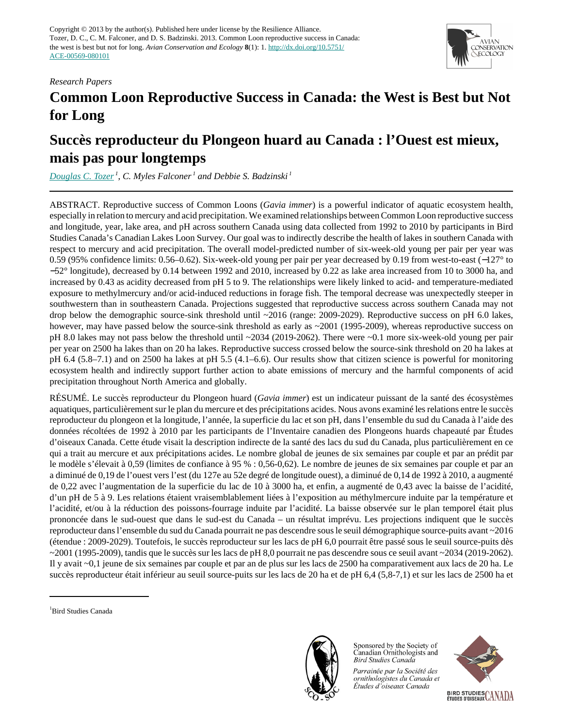Copyright © 2013 by the author(s). Published here under license by the Resilience Alliance.
Tozer, D. C., C. M. Falconer, and D. S. Badzinski. 2013. Common Loon reproductive success in Canada: the west is best but not for long. *Avian Conservation and Ecology* **8**(1): 1. http://dx.doi.org/10.5751/ACE-00569-080101

*Research Papers*

# Common Loon Reproductive Success in Canada: the West is Best but Not for Long

# Succès reproducteur du Plongeon huard au Canada : l'Ouest est mieux, mais pas pour longtemps

*Douglas C. Tozer*[1], *C. Myles Falconer*[1] *and Debbie S. Badzinski*[1]

ABSTRACT. Reproductive success of Common Loons (*Gavia immer*) is a powerful indicator of aquatic ecosystem health, especially in relation to mercury and acid precipitation. We examined relationships between Common Loon reproductive success and longitude, year, lake area, and pH across southern Canada using data collected from 1992 to 2010 by participants in Bird Studies Canada's Canadian Lakes Loon Survey. Our goal was to indirectly describe the health of lakes in southern Canada with respect to mercury and acid precipitation. The overall model-predicted number of six-week-old young per pair per year was 0.59 (95% confidence limits: 0.56–0.62). Six-week-old young per pair per year decreased by 0.19 from west-to-east (−127° to −52° longitude), decreased by 0.14 between 1992 and 2010, increased by 0.22 as lake area increased from 10 to 3000 ha, and increased by 0.43 as acidity decreased from pH 5 to 9. The relationships were likely linked to acid- and temperature-mediated exposure to methylmercury and/or acid-induced reductions in forage fish. The temporal decrease was unexpectedly steeper in southwestern than in southeastern Canada. Projections suggested that reproductive success across southern Canada may not drop below the demographic source-sink threshold until ~2016 (range: 2009-2029). Reproductive success on pH 6.0 lakes, however, may have passed below the source-sink threshold as early as ~2001 (1995-2009), whereas reproductive success on pH 8.0 lakes may not pass below the threshold until ~2034 (2019-2062). There were ~0.1 more six-week-old young per pair per year on 2500 ha lakes than on 20 ha lakes. Reproductive success crossed below the source-sink threshold on 20 ha lakes at pH 6.4 (5.8–7.1) and on 2500 ha lakes at pH 5.5 (4.1–6.6). Our results show that citizen science is powerful for monitoring ecosystem health and indirectly support further action to abate emissions of mercury and the harmful components of acid precipitation throughout North America and globally.

RÉSUMÉ. Le succès reproducteur du Plongeon huard (*Gavia immer*) est un indicateur puissant de la santé des écosystèmes aquatiques, particulièrement sur le plan du mercure et des précipitations acides. Nous avons examiné les relations entre le succès reproducteur du plongeon et la longitude, l'année, la superficie du lac et son pH, dans l'ensemble du sud du Canada à l'aide des données récoltées de 1992 à 2010 par les participants de l'Inventaire canadien des Plongeons huards chapeauté par Études d'oiseaux Canada. Cette étude visait la description indirecte de la santé des lacs du sud du Canada, plus particulièrement en ce qui a trait au mercure et aux précipitations acides. Le nombre global de jeunes de six semaines par couple et par an prédit par le modèle s'élevait à 0,59 (limites de confiance à 95 % : 0,56-0,62). Le nombre de jeunes de six semaines par couple et par an a diminué de 0,19 de l'ouest vers l'est (du 127e au 52e degré de longitude ouest), a diminué de 0,14 de 1992 à 2010, a augmenté de 0,22 avec l'augmentation de la superficie du lac de 10 à 3000 ha, et enfin, a augmenté de 0,43 avec la baisse de l'acidité, d'un pH de 5 à 9. Les relations étaient vraisemblablement liées à l'exposition au méthylmercure induite par la température et l'acidité, et/ou à la réduction des poissons-fourrage induite par l'acidité. La baisse observée sur le plan temporel était plus prononcée dans le sud-ouest que dans le sud-est du Canada – un résultat imprévu. Les projections indiquent que le succès reproducteur dans l'ensemble du sud du Canada pourrait ne pas descendre sous le seuil démographique source-puits avant ~2016 (étendue : 2009-2029). Toutefois, le succès reproducteur sur les lacs de pH 6,0 pourrait être passé sous le seuil source-puits dès ~2001 (1995-2009), tandis que le succès sur les lacs de pH 8,0 pourrait ne pas descendre sous ce seuil avant ~2034 (2019-2062). Il y avait ~0,1 jeune de six semaines par couple et par an de plus sur les lacs de 2500 ha comparativement aux lacs de 20 ha. Le succès reproducteur était inférieur au seuil source-puits sur les lacs de 20 ha et de pH 6,4 (5,8-7,1) et sur les lacs de 2500 ha et

[1]Bird Studies Canada

Sponsored by the Society of Canadian Ornithologists and Bird Studies Canada

*Parrainée par la Société des ornithologistes du Canada et Études d'oiseaux Canada*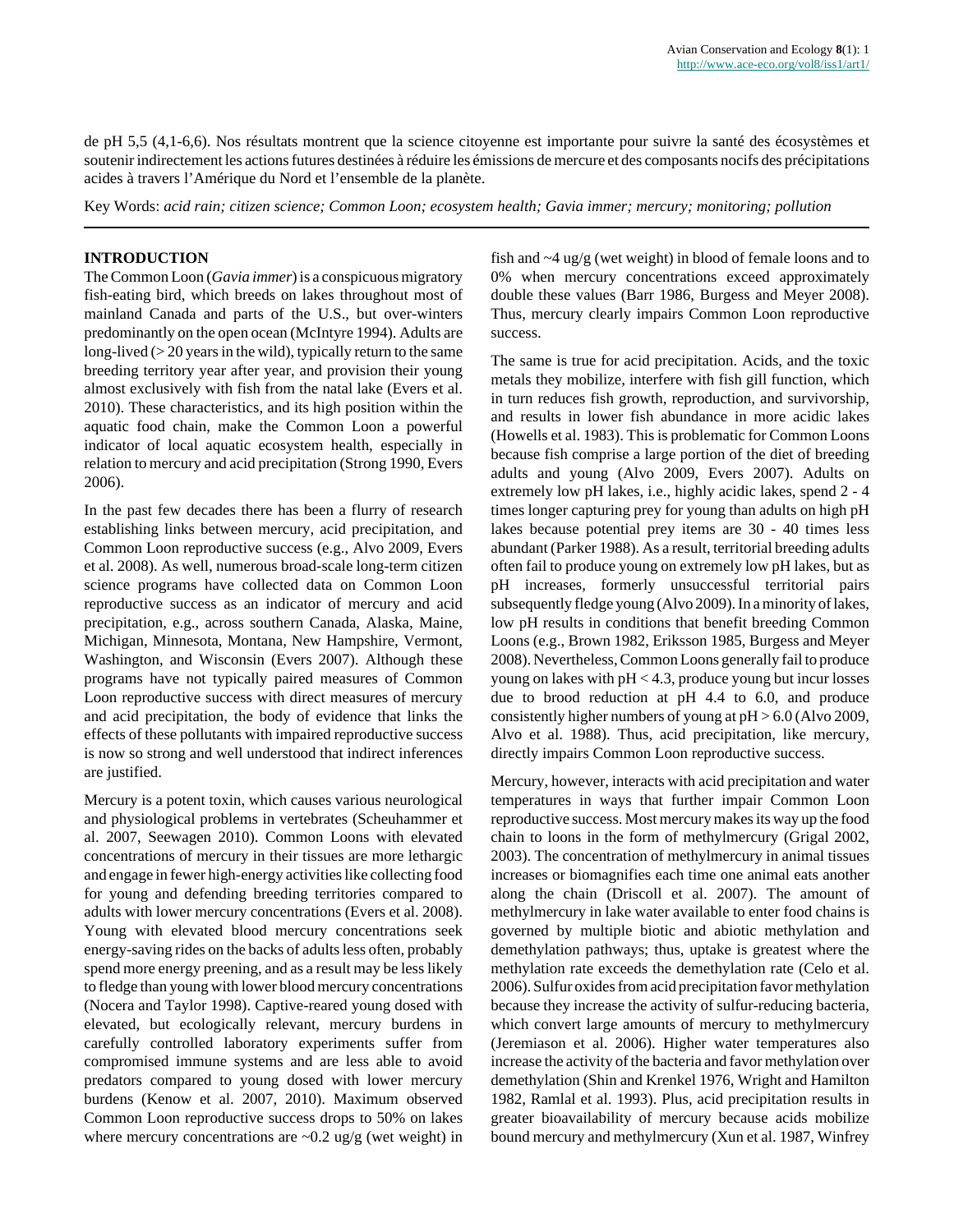de pH 5,5 (4,1-6,6). Nos résultats montrent que la science citoyenne est importante pour suivre la santé des écosystèmes et soutenir indirectement les actions futures destinées à réduire les émissions de mercure et des composants nocifs des précipitations acides à travers l'Amérique du Nord et l'ensemble de la planète.

Key Words: *acid rain; citizen science; Common Loon; ecosystem health; Gavia immer; mercury; monitoring; pollution*

## INTRODUCTION

The Common Loon (*Gavia immer*) is a conspicuous migratory fish-eating bird, which breeds on lakes throughout most of mainland Canada and parts of the U.S., but over-winters predominantly on the open ocean (McIntyre 1994). Adults are long-lived (> 20 years in the wild), typically return to the same breeding territory year after year, and provision their young almost exclusively with fish from the natal lake (Evers et al. 2010). These characteristics, and its high position within the aquatic food chain, make the Common Loon a powerful indicator of local aquatic ecosystem health, especially in relation to mercury and acid precipitation (Strong 1990, Evers 2006).

In the past few decades there has been a flurry of research establishing links between mercury, acid precipitation, and Common Loon reproductive success (e.g., Alvo 2009, Evers et al. 2008). As well, numerous broad-scale long-term citizen science programs have collected data on Common Loon reproductive success as an indicator of mercury and acid precipitation, e.g., across southern Canada, Alaska, Maine, Michigan, Minnesota, Montana, New Hampshire, Vermont, Washington, and Wisconsin (Evers 2007). Although these programs have not typically paired measures of Common Loon reproductive success with direct measures of mercury and acid precipitation, the body of evidence that links the effects of these pollutants with impaired reproductive success is now so strong and well understood that indirect inferences are justified.

Mercury is a potent toxin, which causes various neurological and physiological problems in vertebrates (Scheuhammer et al. 2007, Seewagen 2010). Common Loons with elevated concentrations of mercury in their tissues are more lethargic and engage in fewer high-energy activities like collecting food for young and defending breeding territories compared to adults with lower mercury concentrations (Evers et al. 2008). Young with elevated blood mercury concentrations seek energy-saving rides on the backs of adults less often, probably spend more energy preening, and as a result may be less likely to fledge than young with lower blood mercury concentrations (Nocera and Taylor 1998). Captive-reared young dosed with elevated, but ecologically relevant, mercury burdens in carefully controlled laboratory experiments suffer from compromised immune systems and are less able to avoid predators compared to young dosed with lower mercury burdens (Kenow et al. 2007, 2010). Maximum observed Common Loon reproductive success drops to 50% on lakes where mercury concentrations are ~0.2 ug/g (wet weight) in fish and ~4 ug/g (wet weight) in blood of female loons and to 0% when mercury concentrations exceed approximately double these values (Barr 1986, Burgess and Meyer 2008). Thus, mercury clearly impairs Common Loon reproductive success.

The same is true for acid precipitation. Acids, and the toxic metals they mobilize, interfere with fish gill function, which in turn reduces fish growth, reproduction, and survivorship, and results in lower fish abundance in more acidic lakes (Howells et al. 1983). This is problematic for Common Loons because fish comprise a large portion of the diet of breeding adults and young (Alvo 2009, Evers 2007). Adults on extremely low pH lakes, i.e., highly acidic lakes, spend 2 - 4 times longer capturing prey for young than adults on high pH lakes because potential prey items are 30 - 40 times less abundant (Parker 1988). As a result, territorial breeding adults often fail to produce young on extremely low pH lakes, but as pH increases, formerly unsuccessful territorial pairs subsequently fledge young (Alvo 2009). In a minority of lakes, low pH results in conditions that benefit breeding Common Loons (e.g., Brown 1982, Eriksson 1985, Burgess and Meyer 2008). Nevertheless, Common Loons generally fail to produce young on lakes with pH < 4.3, produce young but incur losses due to brood reduction at pH 4.4 to 6.0, and produce consistently higher numbers of young at pH > 6.0 (Alvo 2009, Alvo et al. 1988). Thus, acid precipitation, like mercury, directly impairs Common Loon reproductive success.

Mercury, however, interacts with acid precipitation and water temperatures in ways that further impair Common Loon reproductive success. Most mercury makes its way up the food chain to loons in the form of methylmercury (Grigal 2002, 2003). The concentration of methylmercury in animal tissues increases or biomagnifies each time one animal eats another along the chain (Driscoll et al. 2007). The amount of methylmercury in lake water available to enter food chains is governed by multiple biotic and abiotic methylation and demethylation pathways; thus, uptake is greatest where the methylation rate exceeds the demethylation rate (Celo et al. 2006). Sulfur oxides from acid precipitation favor methylation because they increase the activity of sulfur-reducing bacteria, which convert large amounts of mercury to methylmercury (Jeremiason et al. 2006). Higher water temperatures also increase the activity of the bacteria and favor methylation over demethylation (Shin and Krenkel 1976, Wright and Hamilton 1982, Ramlal et al. 1993). Plus, acid precipitation results in greater bioavailability of mercury because acids mobilize bound mercury and methylmercury (Xun et al. 1987, Winfrey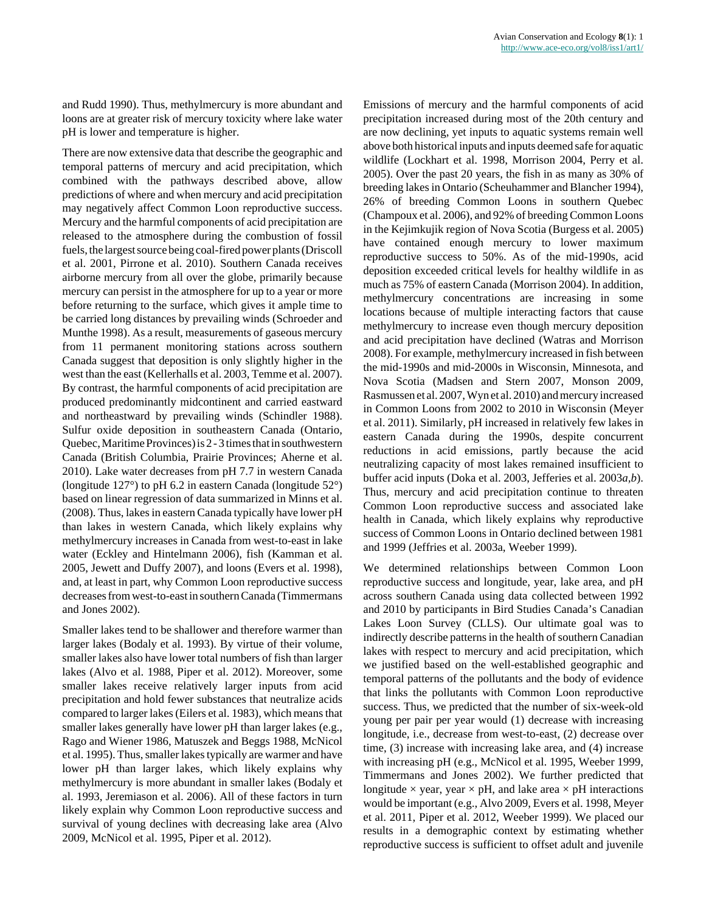and Rudd 1990). Thus, methylmercury is more abundant and loons are at greater risk of mercury toxicity where lake water pH is lower and temperature is higher.

There are now extensive data that describe the geographic and temporal patterns of mercury and acid precipitation, which combined with the pathways described above, allow predictions of where and when mercury and acid precipitation may negatively affect Common Loon reproductive success. Mercury and the harmful components of acid precipitation are released to the atmosphere during the combustion of fossil fuels, the largest source being coal-fired power plants (Driscoll et al. 2001, Pirrone et al. 2010). Southern Canada receives airborne mercury from all over the globe, primarily because mercury can persist in the atmosphere for up to a year or more before returning to the surface, which gives it ample time to be carried long distances by prevailing winds (Schroeder and Munthe 1998). As a result, measurements of gaseous mercury from 11 permanent monitoring stations across southern Canada suggest that deposition is only slightly higher in the west than the east (Kellerhalls et al. 2003, Temme et al. 2007). By contrast, the harmful components of acid precipitation are produced predominantly midcontinent and carried eastward and northeastward by prevailing winds (Schindler 1988). Sulfur oxide deposition in southeastern Canada (Ontario, Quebec, Maritime Provinces) is 2 - 3 times that in southwestern Canada (British Columbia, Prairie Provinces; Aherne et al. 2010). Lake water decreases from pH 7.7 in western Canada (longitude 127°) to pH 6.2 in eastern Canada (longitude 52°) based on linear regression of data summarized in Minns et al. (2008). Thus, lakes in eastern Canada typically have lower pH than lakes in western Canada, which likely explains why methylmercury increases in Canada from west-to-east in lake water (Eckley and Hintelmann 2006), fish (Kamman et al. 2005, Jewett and Duffy 2007), and loons (Evers et al. 1998), and, at least in part, why Common Loon reproductive success decreases from west-to-east in southern Canada (Timmermans and Jones 2002).

Smaller lakes tend to be shallower and therefore warmer than larger lakes (Bodaly et al. 1993). By virtue of their volume, smaller lakes also have lower total numbers of fish than larger lakes (Alvo et al. 1988, Piper et al. 2012). Moreover, some smaller lakes receive relatively larger inputs from acid precipitation and hold fewer substances that neutralize acids compared to larger lakes (Eilers et al. 1983), which means that smaller lakes generally have lower pH than larger lakes (e.g., Rago and Wiener 1986, Matuszek and Beggs 1988, McNicol et al. 1995). Thus, smaller lakes typically are warmer and have lower pH than larger lakes, which likely explains why methylmercury is more abundant in smaller lakes (Bodaly et al. 1993, Jeremiason et al. 2006). All of these factors in turn likely explain why Common Loon reproductive success and survival of young declines with decreasing lake area (Alvo 2009, McNicol et al. 1995, Piper et al. 2012).

Emissions of mercury and the harmful components of acid precipitation increased during most of the 20th century and are now declining, yet inputs to aquatic systems remain well above both historical inputs and inputs deemed safe for aquatic wildlife (Lockhart et al. 1998, Morrison 2004, Perry et al. 2005). Over the past 20 years, the fish in as many as 30% of breeding lakes in Ontario (Scheuhammer and Blancher 1994), 26% of breeding Common Loons in southern Quebec (Champoux et al. 2006), and 92% of breeding Common Loons in the Kejimkujik region of Nova Scotia (Burgess et al. 2005) have contained enough mercury to lower maximum reproductive success to 50%. As of the mid-1990s, acid deposition exceeded critical levels for healthy wildlife in as much as 75% of eastern Canada (Morrison 2004). In addition, methylmercury concentrations are increasing in some locations because of multiple interacting factors that cause methylmercury to increase even though mercury deposition and acid precipitation have declined (Watras and Morrison 2008). For example, methylmercury increased in fish between the mid-1990s and mid-2000s in Wisconsin, Minnesota, and Nova Scotia (Madsen and Stern 2007, Monson 2009, Rasmussen et al. 2007, Wyn et al. 2010) and mercury increased in Common Loons from 2002 to 2010 in Wisconsin (Meyer et al. 2011). Similarly, pH increased in relatively few lakes in eastern Canada during the 1990s, despite concurrent reductions in acid emissions, partly because the acid neutralizing capacity of most lakes remained insufficient to buffer acid inputs (Doka et al. 2003, Jefferies et al. 2003*a*,*b*). Thus, mercury and acid precipitation continue to threaten Common Loon reproductive success and associated lake health in Canada, which likely explains why reproductive success of Common Loons in Ontario declined between 1981 and 1999 (Jeffries et al. 2003a, Weeber 1999).

We determined relationships between Common Loon reproductive success and longitude, year, lake area, and pH across southern Canada using data collected between 1992 and 2010 by participants in Bird Studies Canada's Canadian Lakes Loon Survey (CLLS). Our ultimate goal was to indirectly describe patterns in the health of southern Canadian lakes with respect to mercury and acid precipitation, which we justified based on the well-established geographic and temporal patterns of the pollutants and the body of evidence that links the pollutants with Common Loon reproductive success. Thus, we predicted that the number of six-week-old young per pair per year would (1) decrease with increasing longitude, i.e., decrease from west-to-east, (2) decrease over time, (3) increase with increasing lake area, and (4) increase with increasing pH (e.g., McNicol et al. 1995, Weeber 1999, Timmermans and Jones 2002). We further predicted that longitude × year, year × pH, and lake area × pH interactions would be important (e.g., Alvo 2009, Evers et al. 1998, Meyer et al. 2011, Piper et al. 2012, Weeber 1999). We placed our results in a demographic context by estimating whether reproductive success is sufficient to offset adult and juvenile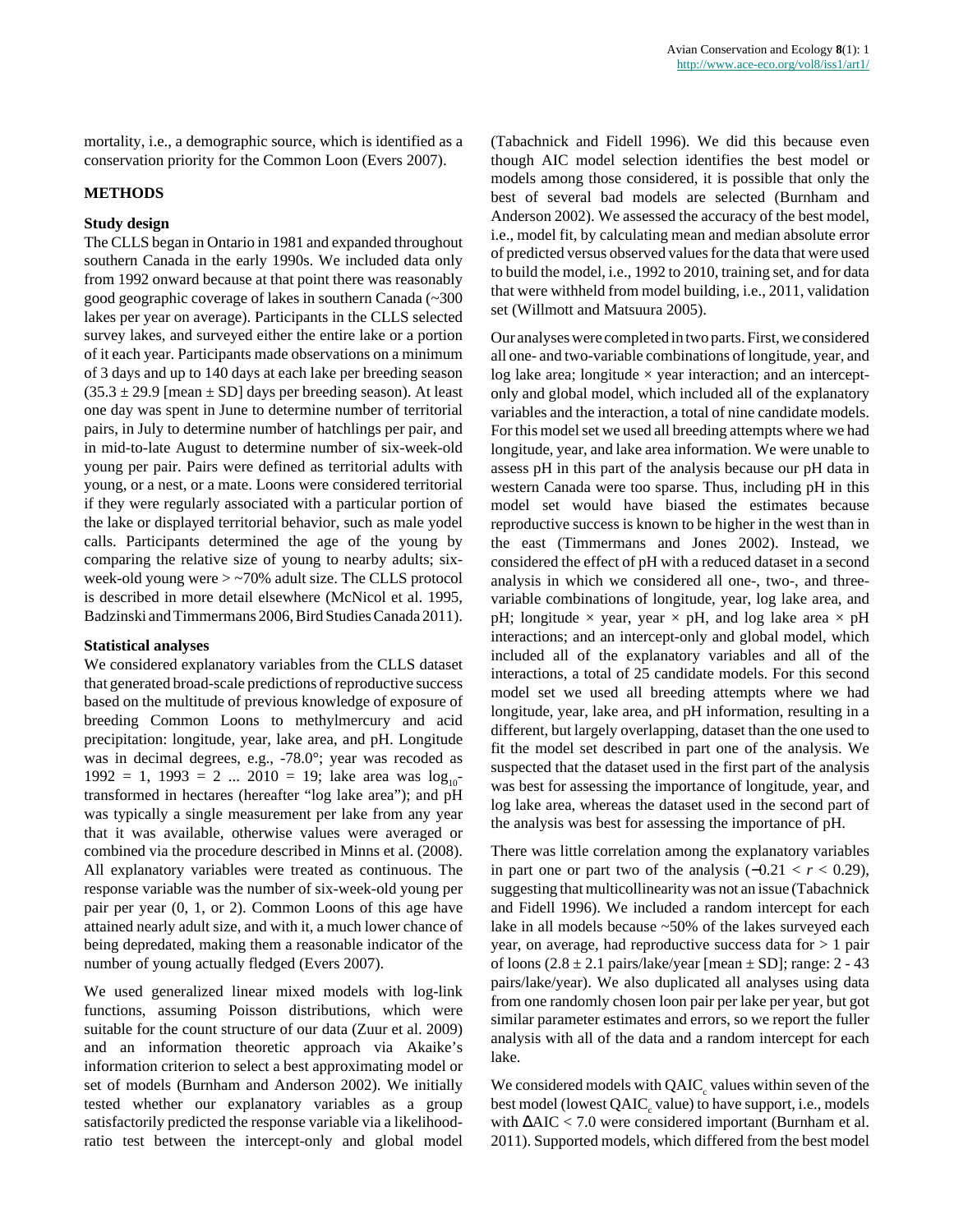mortality, i.e., a demographic source, which is identified as a conservation priority for the Common Loon (Evers 2007).

## METHODS

### Study design

The CLLS began in Ontario in 1981 and expanded throughout southern Canada in the early 1990s. We included data only from 1992 onward because at that point there was reasonably good geographic coverage of lakes in southern Canada (~300 lakes per year on average). Participants in the CLLS selected survey lakes, and surveyed either the entire lake or a portion of it each year. Participants made observations on a minimum of 3 days and up to 140 days at each lake per breeding season ($35.3 \pm 29.9$ [mean $\pm$ SD] days per breeding season). At least one day was spent in June to determine number of territorial pairs, in July to determine number of hatchlings per pair, and in mid-to-late August to determine number of six-week-old young per pair. Pairs were defined as territorial adults with young, or a nest, or a mate. Loons were considered territorial if they were regularly associated with a particular portion of the lake or displayed territorial behavior, such as male yodel calls. Participants determined the age of the young by comparing the relative size of young to nearby adults; six-week-old young were > ~70% adult size. The CLLS protocol is described in more detail elsewhere (McNicol et al. 1995, Badzinski and Timmermans 2006, Bird Studies Canada 2011).

### Statistical analyses

We considered explanatory variables from the CLLS dataset that generated broad-scale predictions of reproductive success based on the multitude of previous knowledge of exposure of breeding Common Loons to methylmercury and acid precipitation: longitude, year, lake area, and pH. Longitude was in decimal degrees, e.g., -78.0°; year was recoded as 1992 = 1, 1993 = 2 ... 2010 = 19; lake area was $\log_{10}$-transformed in hectares (hereafter "log lake area"); and pH was typically a single measurement per lake from any year that it was available, otherwise values were averaged or combined via the procedure described in Minns et al. (2008). All explanatory variables were treated as continuous. The response variable was the number of six-week-old young per pair per year (0, 1, or 2). Common Loons of this age have attained nearly adult size, and with it, a much lower chance of being depredated, making them a reasonable indicator of the number of young actually fledged (Evers 2007).

We used generalized linear mixed models with log-link functions, assuming Poisson distributions, which were suitable for the count structure of our data (Zuur et al. 2009) and an information theoretic approach via Akaike's information criterion to select a best approximating model or set of models (Burnham and Anderson 2002). We initially tested whether our explanatory variables as a group satisfactorily predicted the response variable via a likelihood-ratio test between the intercept-only and global model (Tabachnick and Fidell 1996). We did this because even though AIC model selection identifies the best model or models among those considered, it is possible that only the best of several bad models are selected (Burnham and Anderson 2002). We assessed the accuracy of the best model, i.e., model fit, by calculating mean and median absolute error of predicted versus observed values for the data that were used to build the model, i.e., 1992 to 2010, training set, and for data that were withheld from model building, i.e., 2011, validation set (Willmott and Matsuura 2005).

Our analyses were completed in two parts. First, we considered all one- and two-variable combinations of longitude, year, and log lake area; longitude × year interaction; and an intercept-only and global model, which included all of the explanatory variables and the interaction, a total of nine candidate models. For this model set we used all breeding attempts where we had longitude, year, and lake area information. We were unable to assess pH in this part of the analysis because our pH data in western Canada were too sparse. Thus, including pH in this model set would have biased the estimates because reproductive success is known to be higher in the west than in the east (Timmermans and Jones 2002). Instead, we considered the effect of pH with a reduced dataset in a second analysis in which we considered all one-, two-, and three-variable combinations of longitude, year, log lake area, and pH; longitude × year, year × pH, and log lake area × pH interactions; and an intercept-only and global model, which included all of the explanatory variables and all of the interactions, a total of 25 candidate models. For this second model set we used all breeding attempts where we had longitude, year, lake area, and pH information, resulting in a different, but largely overlapping, dataset than the one used to fit the model set described in part one of the analysis. We suspected that the dataset used in the first part of the analysis was best for assessing the importance of longitude, year, and log lake area, whereas the dataset used in the second part of the analysis was best for assessing the importance of pH.

There was little correlation among the explanatory variables in part one or part two of the analysis ($-0.21 < r < 0.29$), suggesting that multicollinearity was not an issue (Tabachnick and Fidell 1996). We included a random intercept for each lake in all models because ~50% of the lakes surveyed each year, on average, had reproductive success data for > 1 pair of loons ($2.8 \pm 2.1$ pairs/lake/year [mean $\pm$ SD]; range: 2 - 43 pairs/lake/year). We also duplicated all analyses using data from one randomly chosen loon pair per lake per year, but got similar parameter estimates and errors, so we report the fuller analysis with all of the data and a random intercept for each lake.

We considered models with $QAIC_c$ values within seven of the best model (lowest $QAIC_c$ value) to have support, i.e., models with $\Delta AIC < 7.0$ were considered important (Burnham et al. 2011). Supported models, which differed from the best model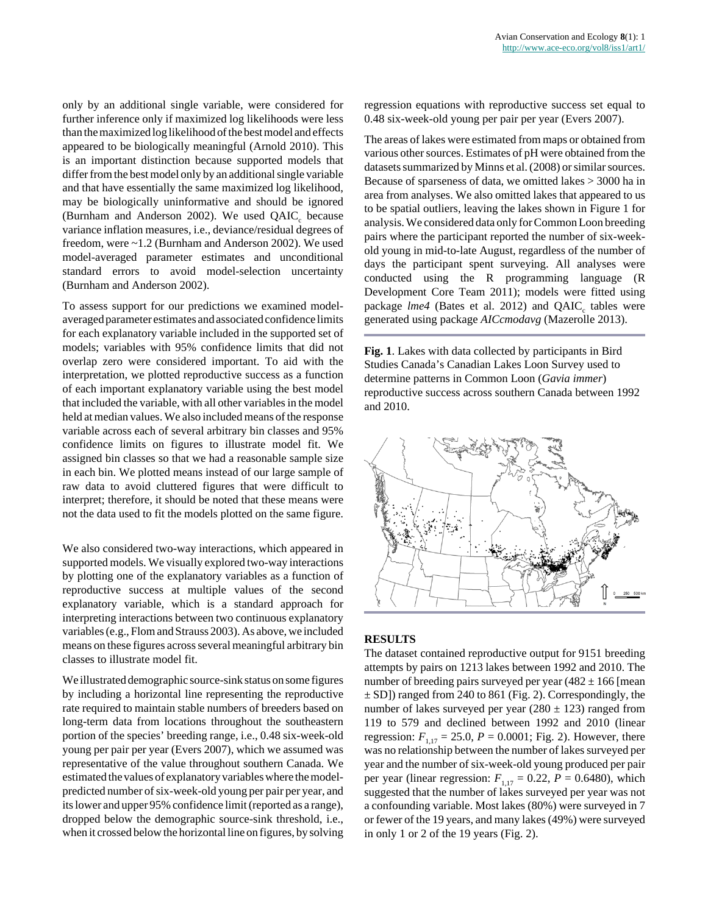only by an additional single variable, were considered for further inference only if maximized log likelihoods were less than the maximized log likelihood of the best model and effects appeared to be biologically meaningful (Arnold 2010). This is an important distinction because supported models that differ from the best model only by an additional single variable and that have essentially the same maximized log likelihood, may be biologically uninformative and should be ignored (Burnham and Anderson 2002). We used $QAIC_c$ because variance inflation measures, i.e., deviance/residual degrees of freedom, were ~1.2 (Burnham and Anderson 2002). We used model-averaged parameter estimates and unconditional standard errors to avoid model-selection uncertainty (Burnham and Anderson 2002).

To assess support for our predictions we examined model-averaged parameter estimates and associated confidence limits for each explanatory variable included in the supported set of models; variables with 95% confidence limits that did not overlap zero were considered important. To aid with the interpretation, we plotted reproductive success as a function of each important explanatory variable using the best model that included the variable, with all other variables in the model held at median values. We also included means of the response variable across each of several arbitrary bin classes and 95% confidence limits on figures to illustrate model fit. We assigned bin classes so that we had a reasonable sample size in each bin. We plotted means instead of our large sample of raw data to avoid cluttered figures that were difficult to interpret; therefore, it should be noted that these means were not the data used to fit the models plotted on the same figure.

We also considered two-way interactions, which appeared in supported models. We visually explored two-way interactions by plotting one of the explanatory variables as a function of reproductive success at multiple values of the second explanatory variable, which is a standard approach for interpreting interactions between two continuous explanatory variables (e.g., Flom and Strauss 2003). As above, we included means on these figures across several meaningful arbitrary bin classes to illustrate model fit.

We illustrated demographic source-sink status on some figures by including a horizontal line representing the reproductive rate required to maintain stable numbers of breeders based on long-term data from locations throughout the southeastern portion of the species' breeding range, i.e., 0.48 six-week-old young per pair per year (Evers 2007), which we assumed was representative of the value throughout southern Canada. We estimated the values of explanatory variables where the model-predicted number of six-week-old young per pair per year, and its lower and upper 95% confidence limit (reported as a range), dropped below the demographic source-sink threshold, i.e., when it crossed below the horizontal line on figures, by solving regression equations with reproductive success set equal to 0.48 six-week-old young per pair per year (Evers 2007).

The areas of lakes were estimated from maps or obtained from various other sources. Estimates of pH were obtained from the datasets summarized by Minns et al. (2008) or similar sources. Because of sparseness of data, we omitted lakes > 3000 ha in area from analyses. We also omitted lakes that appeared to us to be spatial outliers, leaving the lakes shown in Figure 1 for analysis. We considered data only for Common Loon breeding pairs where the participant reported the number of six-week-old young in mid-to-late August, regardless of the number of days the participant spent surveying. All analyses were conducted using the R programming language (R Development Core Team 2011); models were fitted using package *lme4* (Bates et al. 2012) and $QAIC_c$ tables were generated using package *AICcmodavg* (Mazerolle 2013).

**Fig. 1**. Lakes with data collected by participants in Bird Studies Canada's Canadian Lakes Loon Survey used to determine patterns in Common Loon (*Gavia immer*) reproductive success across southern Canada between 1992 and 2010.

## RESULTS

The dataset contained reproductive output for 9151 breeding attempts by pairs on 1213 lakes between 1992 and 2010. The number of breeding pairs surveyed per year (482 ± 166 [mean ± SD]) ranged from 240 to 861 (Fig. 2). Correspondingly, the number of lakes surveyed per year (280 ± 123) ranged from 119 to 579 and declined between 1992 and 2010 (linear regression: $F_{1,17} = 25.0$, $P = 0.0001$; Fig. 2). However, there was no relationship between the number of lakes surveyed per year and the number of six-week-old young produced per pair per year (linear regression: $F_{1,17} = 0.22$, $P = 0.6480$), which suggested that the number of lakes surveyed per year was not a confounding variable. Most lakes (80%) were surveyed in 7 or fewer of the 19 years, and many lakes (49%) were surveyed in only 1 or 2 of the 19 years (Fig. 2).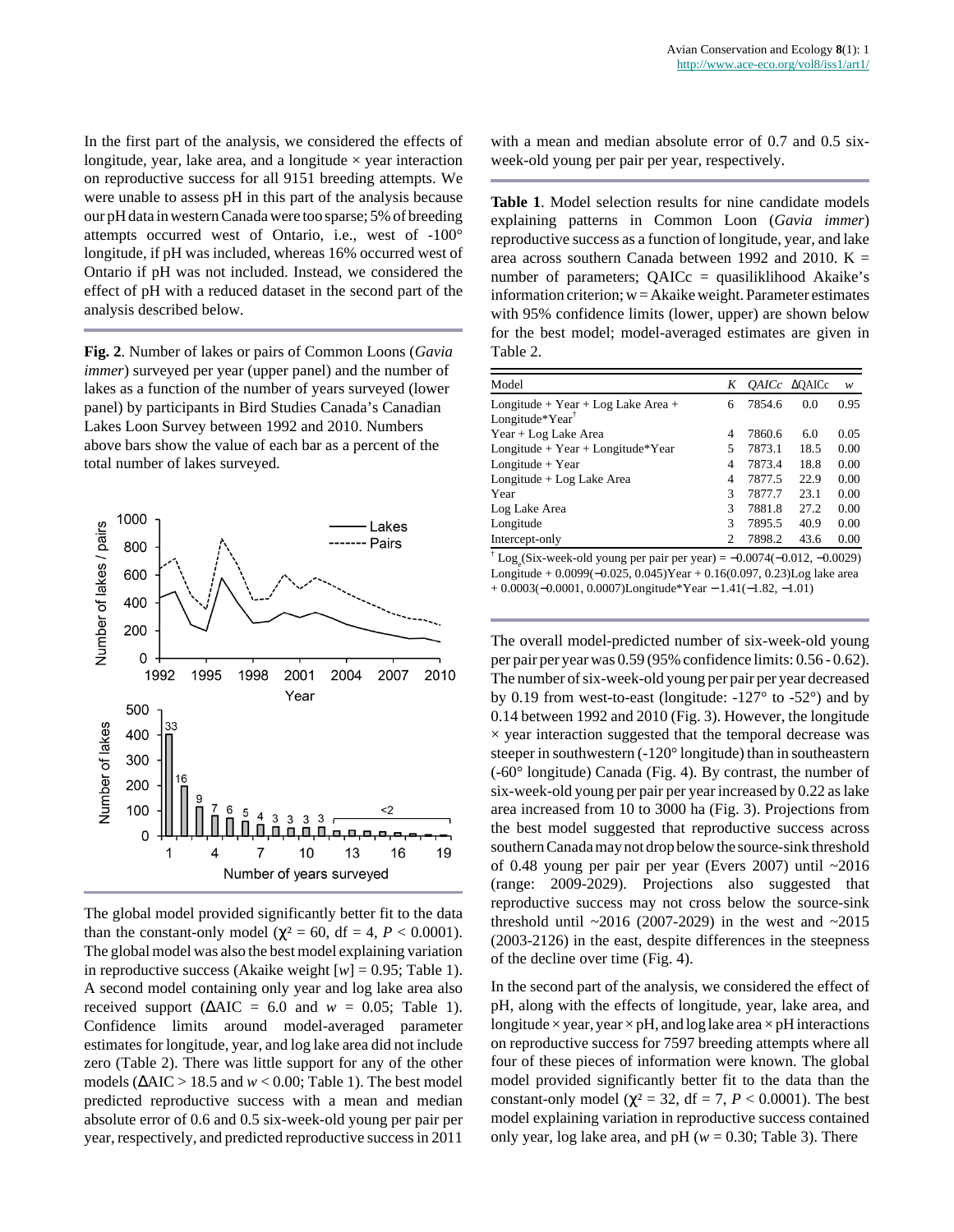In the first part of the analysis, we considered the effects of longitude, year, lake area, and a longitude × year interaction on reproductive success for all 9151 breeding attempts. We were unable to assess pH in this part of the analysis because our pH data in western Canada were too sparse; 5% of breeding attempts occurred west of Ontario, i.e., west of -100° longitude, if pH was included, whereas 16% occurred west of Ontario if pH was not included. Instead, we considered the effect of pH with a reduced dataset in the second part of the analysis described below.

**Fig. 2**. Number of lakes or pairs of Common Loons (*Gavia immer*) surveyed per year (upper panel) and the number of lakes as a function of the number of years surveyed (lower panel) by participants in Bird Studies Canada's Canadian Lakes Loon Survey between 1992 and 2010. Numbers above bars show the value of each bar as a percent of the total number of lakes surveyed.

The global model provided significantly better fit to the data than the constant-only model ($\chi^2 = 60$, df = 4, $P < 0.0001$). The global model was also the best model explaining variation in reproductive success (Akaike weight [$w$] = 0.95; Table 1). A second model containing only year and log lake area also received support ($\Delta$AIC = 6.0 and $w$ = 0.05; Table 1). Confidence limits around model-averaged parameter estimates for longitude, year, and log lake area did not include zero (Table 2). There was little support for any of the other models ($\Delta$AIC > 18.5 and $w$ < 0.00; Table 1). The best model predicted reproductive success with a mean and median absolute error of 0.6 and 0.5 six-week-old young per pair per year, respectively, and predicted reproductive success in 2011 with a mean and median absolute error of 0.7 and 0.5 six-week-old young per pair per year, respectively.

**Table 1**. Model selection results for nine candidate models explaining patterns in Common Loon (*Gavia immer*) reproductive success as a function of longitude, year, and lake area across southern Canada between 1992 and 2010. K = number of parameters; QAICc = quasiliklihood Akaike's information criterion; w = Akaike weight. Parameter estimates with 95% confidence limits (lower, upper) are shown below for the best model; model-averaged estimates are given in Table 2.

| Model | *K* | *QAICc* | ΔQAICc | *w* |
|---|---|---|---|---|
| Longitude + Year + Log Lake Area + Longitude*Year[†] | 6 | 7854.6 | 0.0 | 0.95 |
| Year + Log Lake Area | 4 | 7860.6 | 6.0 | 0.05 |
| Longitude + Year + Longitude*Year | 5 | 7873.1 | 18.5 | 0.00 |
| Longitude + Year | 4 | 7873.4 | 18.8 | 0.00 |
| Longitude + Log Lake Area | 4 | 7877.5 | 22.9 | 0.00 |
| Year | 3 | 7877.7 | 23.1 | 0.00 |
| Log Lake Area | 3 | 7881.8 | 27.2 | 0.00 |
| Longitude | 3 | 7895.5 | 40.9 | 0.00 |
| Intercept-only | 2 | 7898.2 | 43.6 | 0.00 |

[†] $\text{Log}_e$(Six-week-old young per pair per year) = −0.0074(−0.012, −0.0029) Longitude + 0.0099(−0.025, 0.045)Year + 0.16(0.097, 0.23)Log lake area + 0.0003(−0.0001, 0.0007)Longitude*Year − 1.41(−1.82, −1.01)

The overall model-predicted number of six-week-old young per pair per year was 0.59 (95% confidence limits: 0.56 - 0.62). The number of six-week-old young per pair per year decreased by 0.19 from west-to-east (longitude: -127° to -52°) and by 0.14 between 1992 and 2010 (Fig. 3). However, the longitude × year interaction suggested that the temporal decrease was steeper in southwestern (-120° longitude) than in southeastern (-60° longitude) Canada (Fig. 4). By contrast, the number of six-week-old young per pair per year increased by 0.22 as lake area increased from 10 to 3000 ha (Fig. 3). Projections from the best model suggested that reproductive success across southern Canada may not drop below the source-sink threshold of 0.48 young per pair per year (Evers 2007) until ~2016 (range: 2009-2029). Projections also suggested that reproductive success may not cross below the source-sink threshold until ~2016 (2007-2029) in the west and ~2015 (2003-2126) in the east, despite differences in the steepness of the decline over time (Fig. 4).

In the second part of the analysis, we considered the effect of pH, along with the effects of longitude, year, lake area, and longitude × year, year × pH, and log lake area × pH interactions on reproductive success for 7597 breeding attempts where all four of these pieces of information were known. The global model provided significantly better fit to the data than the constant-only model ($\chi^2 = 32$, df = 7, $P < 0.0001$). The best model explaining variation in reproductive success contained only year, log lake area, and pH ($w$ = 0.30; Table 3). There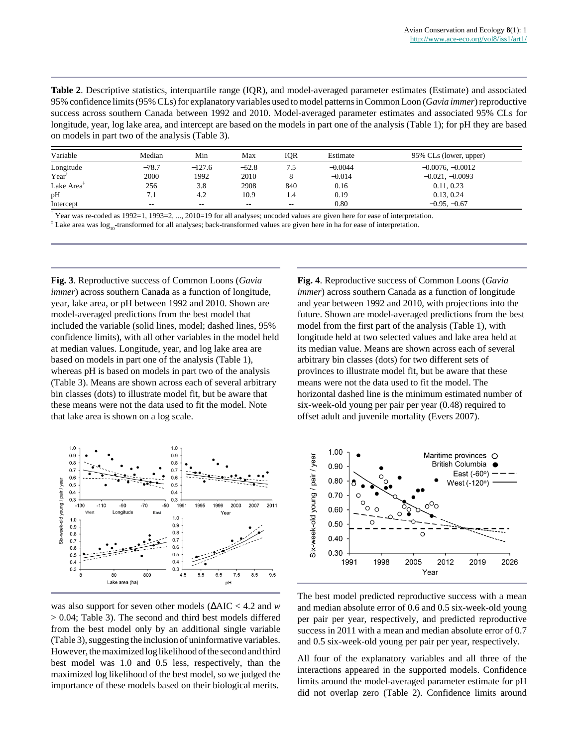**Table 2**. Descriptive statistics, interquartile range (IQR), and model-averaged parameter estimates (Estimate) and associated 95% confidence limits (95% CLs) for explanatory variables used to model patterns in Common Loon (*Gavia immer*) reproductive success across southern Canada between 1992 and 2010. Model-averaged parameter estimates and associated 95% CLs for longitude, year, log lake area, and intercept are based on the models in part one of the analysis (Table 1); for pH they are based on models in part two of the analysis (Table 3).

| Variable | Median | Min | Max | IQR | Estimate | 95% CLs (lower, upper) |
|---|---|---|---|---|---|---|
| Longitude | −78.7 | −127.6 | −52.8 | 7.5 | −0.0044 | −0.0076, −0.0012 |
| Year[†] | 2000 | 1992 | 2010 | 8 | −0.014 | −0.021, −0.0093 |
| Lake Area[‡] | 256 | 3.8 | 2908 | 840 | 0.16 | 0.11, 0.23 |
| pH | 7.1 | 4.2 | 10.9 | 1.4 | 0.19 | 0.13, 0.24 |
| Intercept | -- | -- | -- | -- | 0.80 | −0.95, −0.67 |

[†] Year was re-coded as 1992=1, 1993=2, ..., 2010=19 for all analyses; uncoded values are given here for ease of interpretation.

[‡] Lake area was $\log_{10}$-transformed for all analyses; back-transformed values are given here in ha for ease of interpretation.

**Fig. 3**. Reproductive success of Common Loons (*Gavia immer*) across southern Canada as a function of longitude, year, lake area, or pH between 1992 and 2010. Shown are model-averaged predictions from the best model that included the variable (solid lines, model; dashed lines, 95% confidence limits), with all other variables in the model held at median values. Longitude, year, and log lake area are based on models in part one of the analysis (Table 1), whereas pH is based on models in part two of the analysis (Table 3). Means are shown across each of several arbitrary bin classes (dots) to illustrate model fit, but be aware that these means were not the data used to fit the model. Note that lake area is shown on a log scale.

**Fig. 4**. Reproductive success of Common Loons (*Gavia immer*) across southern Canada as a function of longitude and year between 1992 and 2010, with projections into the future. Shown are model-averaged predictions from the best model from the first part of the analysis (Table 1), with longitude held at two selected values and lake area held at its median value. Means are shown across each of several arbitrary bin classes (dots) for two different sets of provinces to illustrate model fit, but be aware that these means were not the data used to fit the model. The horizontal dashed line is the minimum estimated number of six-week-old young per pair per year (0.48) required to offset adult and juvenile mortality (Evers 2007).

was also support for seven other models ($\Delta$AIC < 4.2 and $w$ > 0.04; Table 3). The second and third best models differed from the best model only by an additional single variable (Table 3), suggesting the inclusion of uninformative variables. However, the maximized log likelihood of the second and third best model was 1.0 and 0.5 less, respectively, than the maximized log likelihood of the best model, so we judged the importance of these models based on their biological merits.

The best model predicted reproductive success with a mean and median absolute error of 0.6 and 0.5 six-week-old young per pair per year, respectively, and predicted reproductive success in 2011 with a mean and median absolute error of 0.7 and 0.5 six-week-old young per pair per year, respectively.

All four of the explanatory variables and all three of the interactions appeared in the supported models. Confidence limits around the model-averaged parameter estimate for pH did not overlap zero (Table 2). Confidence limits around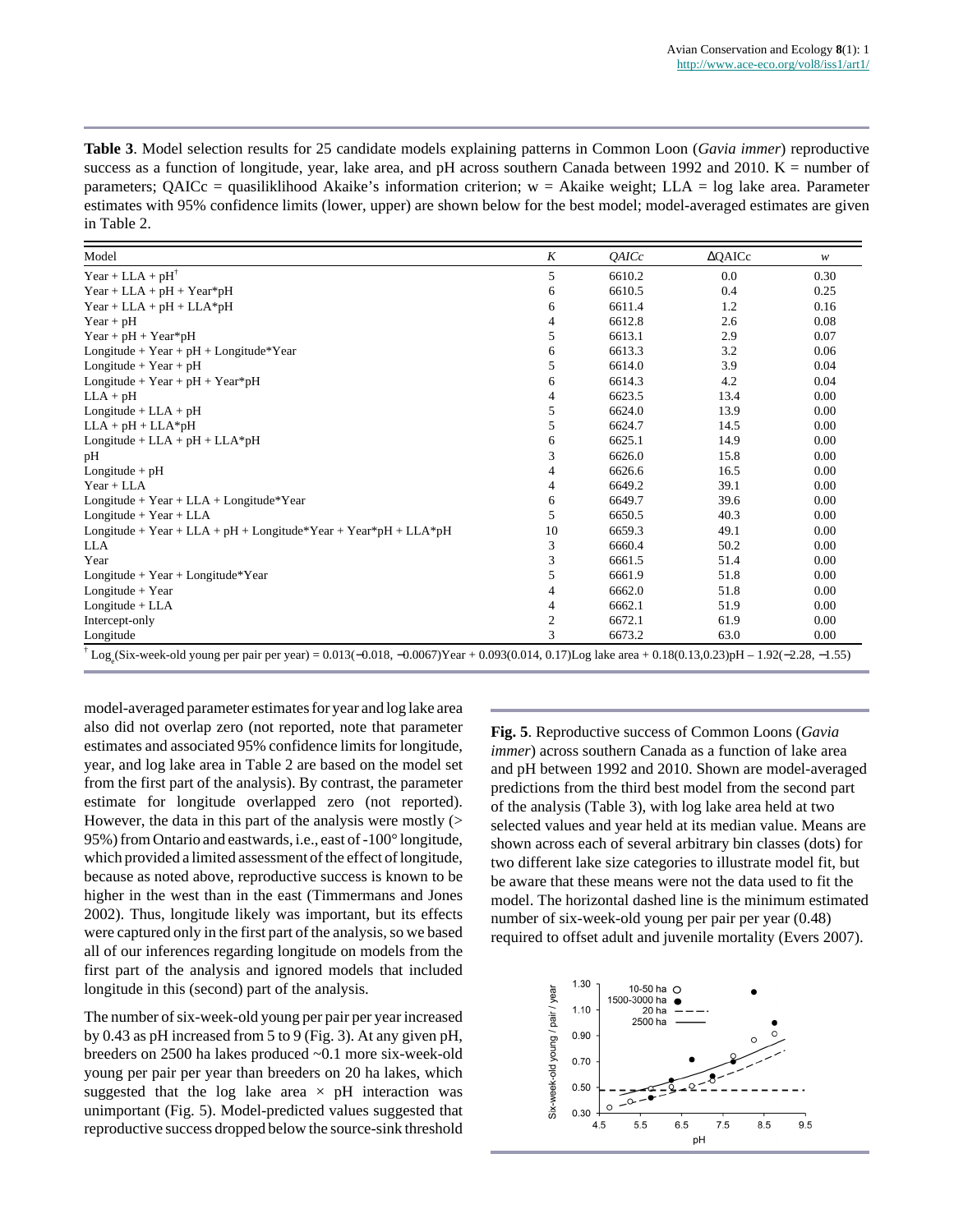**Table 3**. Model selection results for 25 candidate models explaining patterns in Common Loon (*Gavia immer*) reproductive success as a function of longitude, year, lake area, and pH across southern Canada between 1992 and 2010. K = number of parameters; QAICc = quasiliklihood Akaike's information criterion; w = Akaike weight; LLA = log lake area. Parameter estimates with 95% confidence limits (lower, upper) are shown below for the best model; model-averaged estimates are given in Table 2.

| Model | *K* | *QAICc* | ΔQAICc | *w* |
|---|---|---|---|---|
| Year + LLA + pH[†] | 5 | 6610.2 | 0.0 | 0.30 |
| Year + LLA + pH + Year*pH | 6 | 6610.5 | 0.4 | 0.25 |
| Year + LLA + pH + LLA*pH | 6 | 6611.4 | 1.2 | 0.16 |
| Year + pH | 4 | 6612.8 | 2.6 | 0.08 |
| Year + pH + Year*pH | 5 | 6613.1 | 2.9 | 0.07 |
| Longitude + Year + pH + Longitude*Year | 6 | 6613.3 | 3.2 | 0.06 |
| Longitude + Year + pH | 5 | 6614.0 | 3.9 | 0.04 |
| Longitude + Year + pH + Year*pH | 6 | 6614.3 | 4.2 | 0.04 |
| LLA + pH | 4 | 6623.5 | 13.4 | 0.00 |
| Longitude + LLA + pH | 5 | 6624.0 | 13.9 | 0.00 |
| LLA + pH + LLA*pH | 5 | 6624.7 | 14.5 | 0.00 |
| Longitude + LLA + pH + LLA*pH | 6 | 6625.1 | 14.9 | 0.00 |
| pH | 3 | 6626.0 | 15.8 | 0.00 |
| Longitude + pH | 4 | 6626.6 | 16.5 | 0.00 |
| Year + LLA | 4 | 6649.2 | 39.1 | 0.00 |
| Longitude + Year + LLA + Longitude*Year | 6 | 6649.7 | 39.6 | 0.00 |
| Longitude + Year + LLA | 5 | 6650.5 | 40.3 | 0.00 |
| Longitude + Year + LLA + pH + Longitude*Year + Year*pH + LLA*pH | 10 | 6659.3 | 49.1 | 0.00 |
| LLA | 3 | 6660.4 | 50.2 | 0.00 |
| Year | 3 | 6661.5 | 51.4 | 0.00 |
| Longitude + Year + Longitude*Year | 5 | 6661.9 | 51.8 | 0.00 |
| Longitude + Year | 4 | 6662.0 | 51.8 | 0.00 |
| Longitude + LLA | 4 | 6662.1 | 51.9 | 0.00 |
| Intercept-only | 2 | 6672.1 | 61.9 | 0.00 |
| Longitude | 3 | 6673.2 | 63.0 | 0.00 |

[†] $\text{Log}_e$(Six-week-old young per pair per year) = 0.013(−0.018, −0.0067)Year + 0.093(0.014, 0.17)Log lake area + 0.18(0.13,0.23)pH – 1.92(−2.28, −1.55)

model-averaged parameter estimates for year and log lake area also did not overlap zero (not reported, note that parameter estimates and associated 95% confidence limits for longitude, year, and log lake area in Table 2 are based on the model set from the first part of the analysis). By contrast, the parameter estimate for longitude overlapped zero (not reported). However, the data in this part of the analysis were mostly (> 95%) from Ontario and eastwards, i.e., east of -100° longitude, which provided a limited assessment of the effect of longitude, because as noted above, reproductive success is known to be higher in the west than in the east (Timmermans and Jones 2002). Thus, longitude likely was important, but its effects were captured only in the first part of the analysis, so we based all of our inferences regarding longitude on models from the first part of the analysis and ignored models that included longitude in this (second) part of the analysis.

The number of six-week-old young per pair per year increased by 0.43 as pH increased from 5 to 9 (Fig. 3). At any given pH, breeders on 2500 ha lakes produced ~0.1 more six-week-old young per pair per year than breeders on 20 ha lakes, which suggested that the log lake area × pH interaction was unimportant (Fig. 5). Model-predicted values suggested that reproductive success dropped below the source-sink threshold

**Fig. 5**. Reproductive success of Common Loons (*Gavia immer*) across southern Canada as a function of lake area and pH between 1992 and 2010. Shown are model-averaged predictions from the third best model from the second part of the analysis (Table 3), with log lake area held at two selected values and year held at its median value. Means are shown across each of several arbitrary bin classes (dots) for two different lake size categories to illustrate model fit, but be aware that these means were not the data used to fit the model. The horizontal dashed line is the minimum estimated number of six-week-old young per pair per year (0.48) required to offset adult and juvenile mortality (Evers 2007).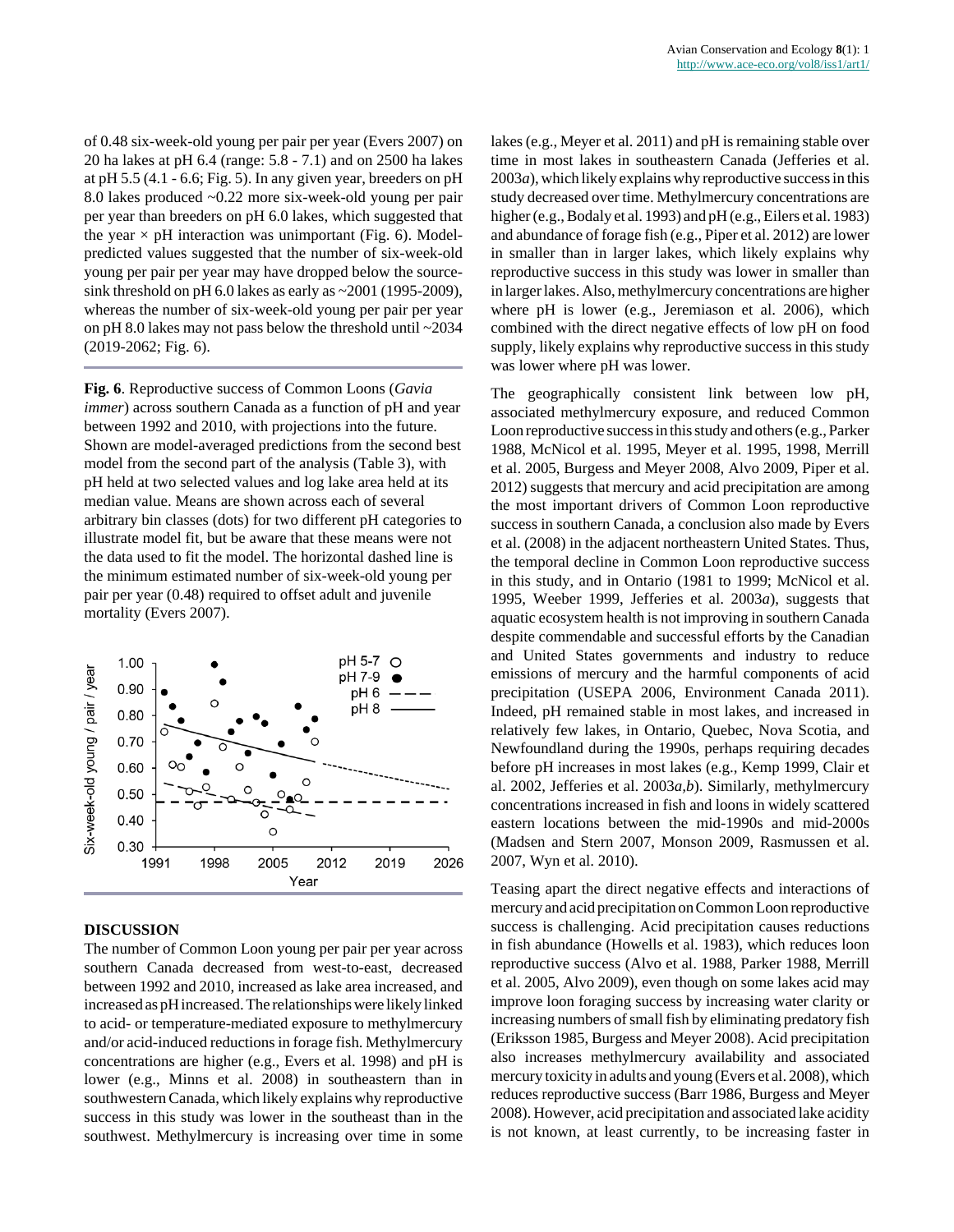of 0.48 six-week-old young per pair per year (Evers 2007) on 20 ha lakes at pH 6.4 (range: 5.8 - 7.1) and on 2500 ha lakes at pH 5.5 (4.1 - 6.6; Fig. 5). In any given year, breeders on pH 8.0 lakes produced ~0.22 more six-week-old young per pair per year than breeders on pH 6.0 lakes, which suggested that the year × pH interaction was unimportant (Fig. 6). Model-predicted values suggested that the number of six-week-old young per pair per year may have dropped below the source-sink threshold on pH 6.0 lakes as early as ~2001 (1995-2009), whereas the number of six-week-old young per pair per year on pH 8.0 lakes may not pass below the threshold until ~2034 (2019-2062; Fig. 6).

**Fig. 6**. Reproductive success of Common Loons (*Gavia immer*) across southern Canada as a function of pH and year between 1992 and 2010, with projections into the future. Shown are model-averaged predictions from the second best model from the second part of the analysis (Table 3), with pH held at two selected values and log lake area held at its median value. Means are shown across each of several arbitrary bin classes (dots) for two different pH categories to illustrate model fit, but be aware that these means were not the data used to fit the model. The horizontal dashed line is the minimum estimated number of six-week-old young per pair per year (0.48) required to offset adult and juvenile mortality (Evers 2007).

## DISCUSSION

The number of Common Loon young per pair per year across southern Canada decreased from west-to-east, decreased between 1992 and 2010, increased as lake area increased, and increased as pH increased. The relationships were likely linked to acid- or temperature-mediated exposure to methylmercury and/or acid-induced reductions in forage fish. Methylmercury concentrations are higher (e.g., Evers et al. 1998) and pH is lower (e.g., Minns et al. 2008) in southeastern than in southwestern Canada, which likely explains why reproductive success in this study was lower in the southeast than in the southwest. Methylmercury is increasing over time in some lakes (e.g., Meyer et al. 2011) and pH is remaining stable over time in most lakes in southeastern Canada (Jefferies et al. 2003*a*), which likely explains why reproductive success in this study decreased over time. Methylmercury concentrations are higher (e.g., Bodaly et al. 1993) and pH (e.g., Eilers et al. 1983) and abundance of forage fish (e.g., Piper et al. 2012) are lower in smaller than in larger lakes, which likely explains why reproductive success in this study was lower in smaller than in larger lakes. Also, methylmercury concentrations are higher where pH is lower (e.g., Jeremiason et al. 2006), which combined with the direct negative effects of low pH on food supply, likely explains why reproductive success in this study was lower where pH was lower.

The geographically consistent link between low pH, associated methylmercury exposure, and reduced Common Loon reproductive success in this study and others (e.g., Parker 1988, McNicol et al. 1995, Meyer et al. 1995, 1998, Merrill et al. 2005, Burgess and Meyer 2008, Alvo 2009, Piper et al. 2012) suggests that mercury and acid precipitation are among the most important drivers of Common Loon reproductive success in southern Canada, a conclusion also made by Evers et al. (2008) in the adjacent northeastern United States. Thus, the temporal decline in Common Loon reproductive success in this study, and in Ontario (1981 to 1999; McNicol et al. 1995, Weeber 1999, Jefferies et al. 2003*a*), suggests that aquatic ecosystem health is not improving in southern Canada despite commendable and successful efforts by the Canadian and United States governments and industry to reduce emissions of mercury and the harmful components of acid precipitation (USEPA 2006, Environment Canada 2011). Indeed, pH remained stable in most lakes, and increased in relatively few lakes, in Ontario, Quebec, Nova Scotia, and Newfoundland during the 1990s, perhaps requiring decades before pH increases in most lakes (e.g., Kemp 1999, Clair et al. 2002, Jefferies et al. 2003*a*,*b*). Similarly, methylmercury concentrations increased in fish and loons in widely scattered eastern locations between the mid-1990s and mid-2000s (Madsen and Stern 2007, Monson 2009, Rasmussen et al. 2007, Wyn et al. 2010).

Teasing apart the direct negative effects and interactions of mercury and acid precipitation on Common Loon reproductive success is challenging. Acid precipitation causes reductions in fish abundance (Howells et al. 1983), which reduces loon reproductive success (Alvo et al. 1988, Parker 1988, Merrill et al. 2005, Alvo 2009), even though on some lakes acid may improve loon foraging success by increasing water clarity or increasing numbers of small fish by eliminating predatory fish (Eriksson 1985, Burgess and Meyer 2008). Acid precipitation also increases methylmercury availability and associated mercury toxicity in adults and young (Evers et al. 2008), which reduces reproductive success (Barr 1986, Burgess and Meyer 2008). However, acid precipitation and associated lake acidity is not known, at least currently, to be increasing faster in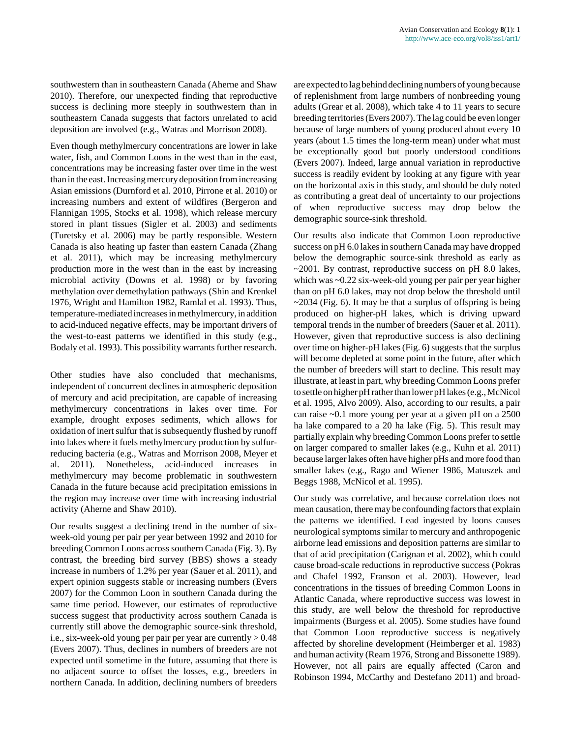southwestern than in southeastern Canada (Aherne and Shaw 2010). Therefore, our unexpected finding that reproductive success is declining more steeply in southwestern than in southeastern Canada suggests that factors unrelated to acid deposition are involved (e.g., Watras and Morrison 2008).

Even though methylmercury concentrations are lower in lake water, fish, and Common Loons in the west than in the east, concentrations may be increasing faster over time in the west than in the east. Increasing mercury deposition from increasing Asian emissions (Durnford et al. 2010, Pirrone et al. 2010) or increasing numbers and extent of wildfires (Bergeron and Flannigan 1995, Stocks et al. 1998), which release mercury stored in plant tissues (Sigler et al. 2003) and sediments (Turetsky et al. 2006) may be partly responsible. Western Canada is also heating up faster than eastern Canada (Zhang et al. 2011), which may be increasing methylmercury production more in the west than in the east by increasing microbial activity (Downs et al. 1998) or by favoring methylation over demethylation pathways (Shin and Krenkel 1976, Wright and Hamilton 1982, Ramlal et al. 1993). Thus, temperature-mediated increases in methylmercury, in addition to acid-induced negative effects, may be important drivers of the west-to-east patterns we identified in this study (e.g., Bodaly et al. 1993). This possibility warrants further research.

Other studies have also concluded that mechanisms, independent of concurrent declines in atmospheric deposition of mercury and acid precipitation, are capable of increasing methylmercury concentrations in lakes over time. For example, drought exposes sediments, which allows for oxidation of inert sulfur that is subsequently flushed by runoff into lakes where it fuels methylmercury production by sulfur-reducing bacteria (e.g., Watras and Morrison 2008, Meyer et al. 2011). Nonetheless, acid-induced increases in methylmercury may become problematic in southwestern Canada in the future because acid precipitation emissions in the region may increase over time with increasing industrial activity (Aherne and Shaw 2010).

Our results suggest a declining trend in the number of six-week-old young per pair per year between 1992 and 2010 for breeding Common Loons across southern Canada (Fig. 3). By contrast, the breeding bird survey (BBS) shows a steady increase in numbers of 1.2% per year (Sauer et al. 2011), and expert opinion suggests stable or increasing numbers (Evers 2007) for the Common Loon in southern Canada during the same time period. However, our estimates of reproductive success suggest that productivity across southern Canada is currently still above the demographic source-sink threshold, i.e., six-week-old young per pair per year are currently > 0.48 (Evers 2007). Thus, declines in numbers of breeders are not expected until sometime in the future, assuming that there is no adjacent source to offset the losses, e.g., breeders in northern Canada. In addition, declining numbers of breeders are expected to lag behind declining numbers of young because of replenishment from large numbers of nonbreeding young adults (Grear et al. 2008), which take 4 to 11 years to secure breeding territories (Evers 2007). The lag could be even longer because of large numbers of young produced about every 10 years (about 1.5 times the long-term mean) under what must be exceptionally good but poorly understood conditions (Evers 2007). Indeed, large annual variation in reproductive success is readily evident by looking at any figure with year on the horizontal axis in this study, and should be duly noted as contributing a great deal of uncertainty to our projections of when reproductive success may drop below the demographic source-sink threshold.

Our results also indicate that Common Loon reproductive success on pH 6.0 lakes in southern Canada may have dropped below the demographic source-sink threshold as early as ~2001. By contrast, reproductive success on pH 8.0 lakes, which was ~0.22 six-week-old young per pair per year higher than on pH 6.0 lakes, may not drop below the threshold until ~2034 (Fig. 6). It may be that a surplus of offspring is being produced on higher-pH lakes, which is driving upward temporal trends in the number of breeders (Sauer et al. 2011). However, given that reproductive success is also declining over time on higher-pH lakes (Fig. 6) suggests that the surplus will become depleted at some point in the future, after which the number of breeders will start to decline. This result may illustrate, at least in part, why breeding Common Loons prefer to settle on higher pH rather than lower pH lakes (e.g., McNicol et al. 1995, Alvo 2009). Also, according to our results, a pair can raise ~0.1 more young per year at a given pH on a 2500 ha lake compared to a 20 ha lake (Fig. 5). This result may partially explain why breeding Common Loons prefer to settle on larger compared to smaller lakes (e.g., Kuhn et al. 2011) because larger lakes often have higher pHs and more food than smaller lakes (e.g., Rago and Wiener 1986, Matuszek and Beggs 1988, McNicol et al. 1995).

Our study was correlative, and because correlation does not mean causation, there may be confounding factors that explain the patterns we identified. Lead ingested by loons causes neurological symptoms similar to mercury and anthropogenic airborne lead emissions and deposition patterns are similar to that of acid precipitation (Carignan et al. 2002), which could cause broad-scale reductions in reproductive success (Pokras and Chafel 1992, Franson et al. 2003). However, lead concentrations in the tissues of breeding Common Loons in Atlantic Canada, where reproductive success was lowest in this study, are well below the threshold for reproductive impairments (Burgess et al. 2005). Some studies have found that Common Loon reproductive success is negatively affected by shoreline development (Heimberger et al. 1983) and human activity (Ream 1976, Strong and Bissonette 1989). However, not all pairs are equally affected (Caron and Robinson 1994, McCarthy and Destefano 2011) and broad-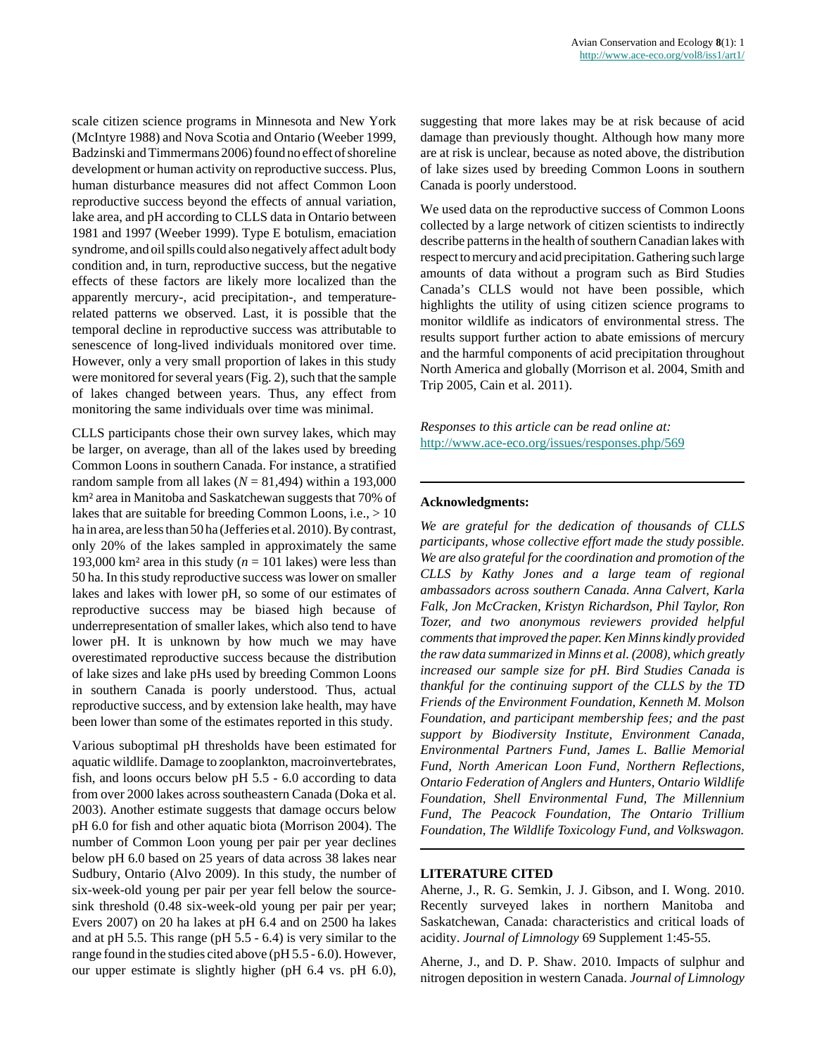scale citizen science programs in Minnesota and New York (McIntyre 1988) and Nova Scotia and Ontario (Weeber 1999, Badzinski and Timmermans 2006) found no effect of shoreline development or human activity on reproductive success. Plus, human disturbance measures did not affect Common Loon reproductive success beyond the effects of annual variation, lake area, and pH according to CLLS data in Ontario between 1981 and 1997 (Weeber 1999). Type E botulism, emaciation syndrome, and oil spills could also negatively affect adult body condition and, in turn, reproductive success, but the negative effects of these factors are likely more localized than the apparently mercury-, acid precipitation-, and temperature-related patterns we observed. Last, it is possible that the temporal decline in reproductive success was attributable to senescence of long-lived individuals monitored over time. However, only a very small proportion of lakes in this study were monitored for several years (Fig. 2), such that the sample of lakes changed between years. Thus, any effect from monitoring the same individuals over time was minimal.

CLLS participants chose their own survey lakes, which may be larger, on average, than all of the lakes used by breeding Common Loons in southern Canada. For instance, a stratified random sample from all lakes ($N$ = 81,494) within a 193,000 km² area in Manitoba and Saskatchewan suggests that 70% of lakes that are suitable for breeding Common Loons, i.e., > 10 ha in area, are less than 50 ha (Jefferies et al. 2010). By contrast, only 20% of the lakes sampled in approximately the same 193,000 km² area in this study ($n$ = 101 lakes) were less than 50 ha. In this study reproductive success was lower on smaller lakes and lakes with lower pH, so some of our estimates of reproductive success may be biased high because of underrepresentation of smaller lakes, which also tend to have lower pH. It is unknown by how much we may have overestimated reproductive success because the distribution of lake sizes and lake pHs used by breeding Common Loons in southern Canada is poorly understood. Thus, actual reproductive success, and by extension lake health, may have been lower than some of the estimates reported in this study.

Various suboptimal pH thresholds have been estimated for aquatic wildlife. Damage to zooplankton, macroinvertebrates, fish, and loons occurs below pH 5.5 - 6.0 according to data from over 2000 lakes across southeastern Canada (Doka et al. 2003). Another estimate suggests that damage occurs below pH 6.0 for fish and other aquatic biota (Morrison 2004). The number of Common Loon young per pair per year declines below pH 6.0 based on 25 years of data across 38 lakes near Sudbury, Ontario (Alvo 2009). In this study, the number of six-week-old young per pair per year fell below the source-sink threshold (0.48 six-week-old young per pair per year; Evers 2007) on 20 ha lakes at pH 6.4 and on 2500 ha lakes and at pH 5.5. This range (pH 5.5 - 6.4) is very similar to the range found in the studies cited above (pH 5.5 - 6.0). However, our upper estimate is slightly higher (pH 6.4 vs. pH 6.0), suggesting that more lakes may be at risk because of acid damage than previously thought. Although how many more are at risk is unclear, because as noted above, the distribution of lake sizes used by breeding Common Loons in southern Canada is poorly understood.

We used data on the reproductive success of Common Loons collected by a large network of citizen scientists to indirectly describe patterns in the health of southern Canadian lakes with respect to mercury and acid precipitation. Gathering such large amounts of data without a program such as Bird Studies Canada's CLLS would not have been possible, which highlights the utility of using citizen science programs to monitor wildlife as indicators of environmental stress. The results support further action to abate emissions of mercury and the harmful components of acid precipitation throughout North America and globally (Morrison et al. 2004, Smith and Trip 2005, Cain et al. 2011).

*Responses to this article can be read online at:*
http://www.ace-eco.org/issues/responses.php/569

---

**Acknowledgments:**

*We are grateful for the dedication of thousands of CLLS participants, whose collective effort made the study possible. We are also grateful for the coordination and promotion of the CLLS by Kathy Jones and a large team of regional ambassadors across southern Canada. Anna Calvert, Karla Falk, Jon McCracken, Kristyn Richardson, Phil Taylor, Ron Tozer, and two anonymous reviewers provided helpful comments that improved the paper. Ken Minns kindly provided the raw data summarized in Minns et al. (2008), which greatly increased our sample size for pH. Bird Studies Canada is thankful for the continuing support of the CLLS by the TD Friends of the Environment Foundation, Kenneth M. Molson Foundation, and participant membership fees; and the past support by Biodiversity Institute, Environment Canada, Environmental Partners Fund, James L. Ballie Memorial Fund, North American Loon Fund, Northern Reflections, Ontario Federation of Anglers and Hunters, Ontario Wildlife Foundation, Shell Environmental Fund, The Millennium Fund, The Peacock Foundation, The Ontario Trillium Foundation, The Wildlife Toxicology Fund, and Volkswagon.*

---

## LITERATURE CITED

Aherne, J., R. G. Semkin, J. J. Gibson, and I. Wong. 2010. Recently surveyed lakes in northern Manitoba and Saskatchewan, Canada: characteristics and critical loads of acidity. *Journal of Limnology* 69 Supplement 1:45-55.

Aherne, J., and D. P. Shaw. 2010. Impacts of sulphur and nitrogen deposition in western Canada. *Journal of Limnology*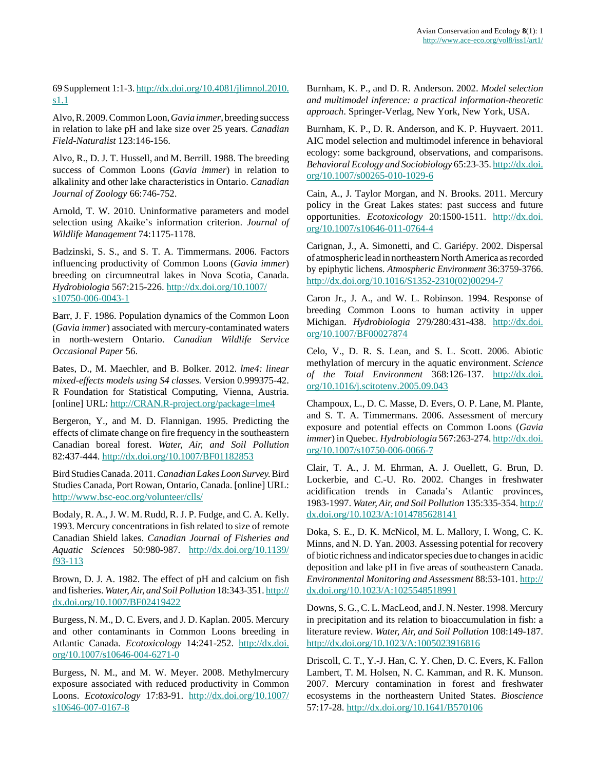69 Supplement 1:1-3. http://dx.doi.org/10.4081/jlimnol.2010.s1.1

Alvo, R. 2009. Common Loon, *Gavia immer*, breeding success in relation to lake pH and lake size over 25 years. *Canadian Field-Naturalist* 123:146-156.

Alvo, R., D. J. T. Hussell, and M. Berrill. 1988. The breeding success of Common Loons (*Gavia immer*) in relation to alkalinity and other lake characteristics in Ontario. *Canadian Journal of Zoology* 66:746-752.

Arnold, T. W. 2010. Uninformative parameters and model selection using Akaike's information criterion. *Journal of Wildlife Management* 74:1175-1178.

Badzinski, S. S., and S. T. A. Timmermans. 2006. Factors influencing productivity of Common Loons (*Gavia immer*) breeding on circumneutral lakes in Nova Scotia, Canada. *Hydrobiologia* 567:215-226. http://dx.doi.org/10.1007/s10750-006-0043-1

Barr, J. F. 1986. Population dynamics of the Common Loon (*Gavia immer*) associated with mercury-contaminated waters in north-western Ontario. *Canadian Wildlife Service Occasional Paper* 56.

Bates, D., M. Maechler, and B. Bolker. 2012. *lme4: linear mixed-effects models using S4 classes.* Version 0.999375-42. R Foundation for Statistical Computing, Vienna, Austria. [online] URL: http://CRAN.R-project.org/package=lme4

Bergeron, Y., and M. D. Flannigan. 1995. Predicting the effects of climate change on fire frequency in the southeastern Canadian boreal forest. *Water, Air, and Soil Pollution* 82:437-444. http://dx.doi.org/10.1007/BF01182853

Bird Studies Canada. 2011. *Canadian Lakes Loon Survey.* Bird Studies Canada, Port Rowan, Ontario, Canada. [online] URL: http://www.bsc-eoc.org/volunteer/clls/

Bodaly, R. A., J. W. M. Rudd, R. J. P. Fudge, and C. A. Kelly. 1993. Mercury concentrations in fish related to size of remote Canadian Shield lakes. *Canadian Journal of Fisheries and Aquatic Sciences* 50:980-987. http://dx.doi.org/10.1139/f93-113

Brown, D. J. A. 1982. The effect of pH and calcium on fish and fisheries. *Water, Air, and Soil Pollution* 18:343-351. http://dx.doi.org/10.1007/BF02419422

Burgess, N. M., D. C. Evers, and J. D. Kaplan. 2005. Mercury and other contaminants in Common Loons breeding in Atlantic Canada. *Ecotoxicology* 14:241-252. http://dx.doi.org/10.1007/s10646-004-6271-0

Burgess, N. M., and M. W. Meyer. 2008. Methylmercury exposure associated with reduced productivity in Common Loons. *Ecotoxicology* 17:83-91. http://dx.doi.org/10.1007/s10646-007-0167-8

Burnham, K. P., and D. R. Anderson. 2002. *Model selection and multimodel inference: a practical information-theoretic approach*. Springer-Verlag, New York, New York, USA.

Burnham, K. P., D. R. Anderson, and K. P. Huyvaert. 2011. AIC model selection and multimodel inference in behavioral ecology: some background, observations, and comparisons. *Behavioral Ecology and Sociobiology* 65:23-35. http://dx.doi.org/10.1007/s00265-010-1029-6

Cain, A., J. Taylor Morgan, and N. Brooks. 2011. Mercury policy in the Great Lakes states: past success and future opportunities. *Ecotoxicology* 20:1500-1511. http://dx.doi.org/10.1007/s10646-011-0764-4

Carignan, J., A. Simonetti, and C. Gariépy. 2002. Dispersal of atmospheric lead in northeastern North America as recorded by epiphytic lichens. *Atmospheric Environment* 36:3759-3766. http://dx.doi.org/10.1016/S1352-2310(02)00294-7

Caron Jr., J. A., and W. L. Robinson. 1994. Response of breeding Common Loons to human activity in upper Michigan. *Hydrobiologia* 279/280:431-438. http://dx.doi.org/10.1007/BF00027874

Celo, V., D. R. S. Lean, and S. L. Scott. 2006. Abiotic methylation of mercury in the aquatic environment. *Science of the Total Environment* 368:126-137. http://dx.doi.org/10.1016/j.scitotenv.2005.09.043

Champoux, L., D. C. Masse, D. Evers, O. P. Lane, M. Plante, and S. T. A. Timmermans. 2006. Assessment of mercury exposure and potential effects on Common Loons (*Gavia immer*) in Quebec. *Hydrobiologia* 567:263-274. http://dx.doi.org/10.1007/s10750-006-0066-7

Clair, T. A., J. M. Ehrman, A. J. Ouellett, G. Brun, D. Lockerbie, and C.-U. Ro. 2002. Changes in freshwater acidification trends in Canada's Atlantic provinces, 1983-1997. *Water, Air, and Soil Pollution* 135:335-354. http://dx.doi.org/10.1023/A:1014785628141

Doka, S. E., D. K. McNicol, M. L. Mallory, I. Wong, C. K. Minns, and N. D. Yan. 2003. Assessing potential for recovery of biotic richness and indicator species due to changes in acidic deposition and lake pH in five areas of southeastern Canada. *Environmental Monitoring and Assessment* 88:53-101. http://dx.doi.org/10.1023/A:1025548518991

Downs, S. G., C. L. MacLeod, and J. N. Nester. 1998. Mercury in precipitation and its relation to bioaccumulation in fish: a literature review. *Water, Air, and Soil Pollution* 108:149-187. http://dx.doi.org/10.1023/A:1005023916816

Driscoll, C. T., Y.-J. Han, C. Y. Chen, D. C. Evers, K. Fallon Lambert, T. M. Holsen, N. C. Kamman, and R. K. Munson. 2007. Mercury contamination in forest and freshwater ecosystems in the northeastern United States. *Bioscience* 57:17-28. http://dx.doi.org/10.1641/B570106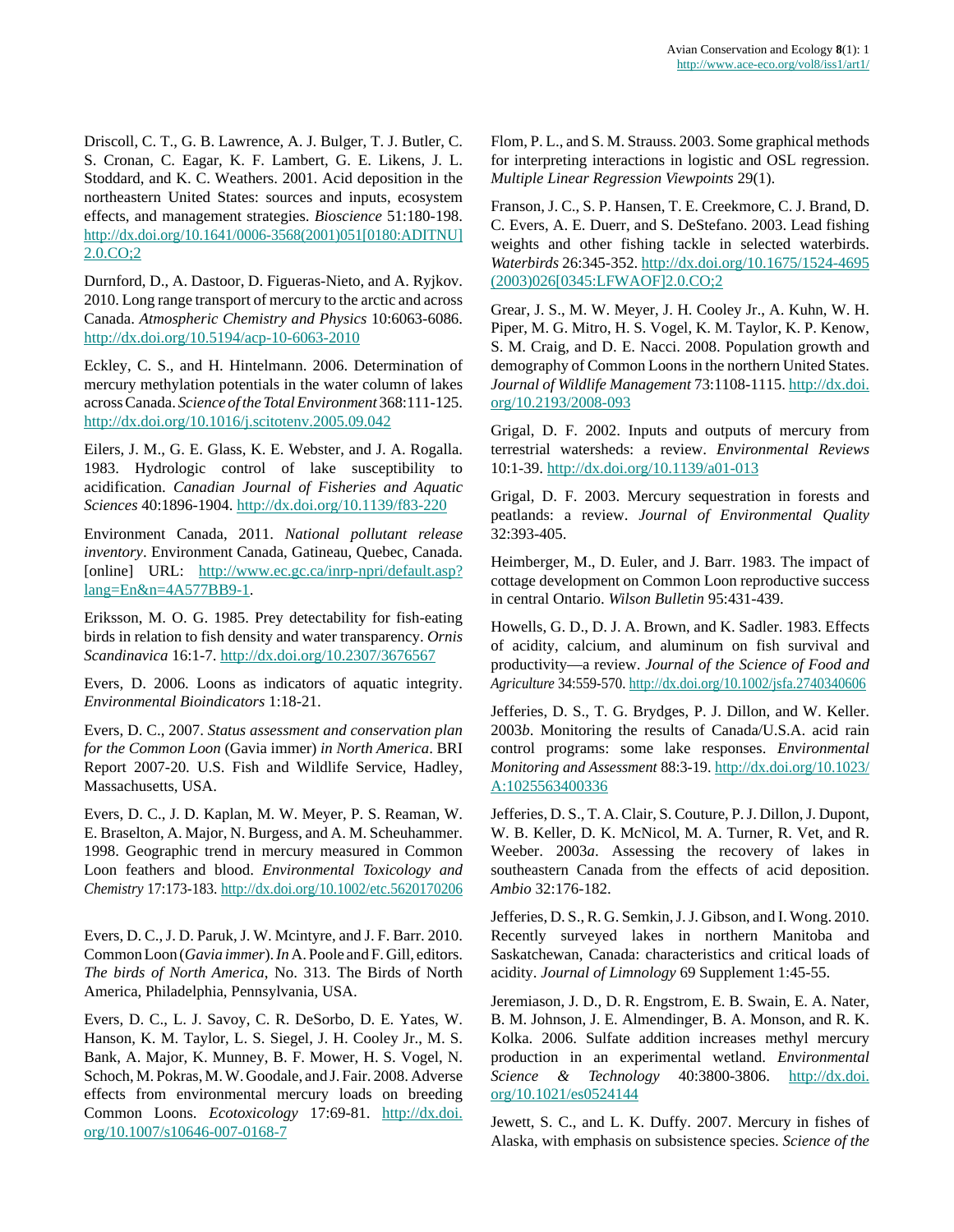Driscoll, C. T., G. B. Lawrence, A. J. Bulger, T. J. Butler, C. S. Cronan, C. Eagar, K. F. Lambert, G. E. Likens, J. L. Stoddard, and K. C. Weathers. 2001. Acid deposition in the northeastern United States: sources and inputs, ecosystem effects, and management strategies. *Bioscience* 51:180-198. http://dx.doi.org/10.1641/0006-3568(2001)051[0180:ADITNU]2.0.CO;2

Durnford, D., A. Dastoor, D. Figueras-Nieto, and A. Ryjkov. 2010. Long range transport of mercury to the arctic and across Canada. *Atmospheric Chemistry and Physics* 10:6063-6086. http://dx.doi.org/10.5194/acp-10-6063-2010

Eckley, C. S., and H. Hintelmann. 2006. Determination of mercury methylation potentials in the water column of lakes across Canada. *Science of the Total Environment* 368:111-125. http://dx.doi.org/10.1016/j.scitotenv.2005.09.042

Eilers, J. M., G. E. Glass, K. E. Webster, and J. A. Rogalla. 1983. Hydrologic control of lake susceptibility to acidification. *Canadian Journal of Fisheries and Aquatic Sciences* 40:1896-1904. http://dx.doi.org/10.1139/f83-220

Environment Canada, 2011. *National pollutant release inventory*. Environment Canada, Gatineau, Quebec, Canada. [online] URL: http://www.ec.gc.ca/inrp-npri/default.asp?lang=En&n=4A577BB9-1.

Eriksson, M. O. G. 1985. Prey detectability for fish-eating birds in relation to fish density and water transparency. *Ornis Scandinavica* 16:1-7. http://dx.doi.org/10.2307/3676567

Evers, D. 2006. Loons as indicators of aquatic integrity. *Environmental Bioindicators* 1:18-21.

Evers, D. C., 2007. *Status assessment and conservation plan for the Common Loon* (Gavia immer) *in North America*. BRI Report 2007-20. U.S. Fish and Wildlife Service, Hadley, Massachusetts, USA.

Evers, D. C., J. D. Kaplan, M. W. Meyer, P. S. Reaman, W. E. Braselton, A. Major, N. Burgess, and A. M. Scheuhammer. 1998. Geographic trend in mercury measured in Common Loon feathers and blood. *Environmental Toxicology and Chemistry* 17:173-183. http://dx.doi.org/10.1002/etc.5620170206

Evers, D. C., J. D. Paruk, J. W. Mcintyre, and J. F. Barr. 2010. Common Loon (*Gavia immer*). *In* A. Poole and F. Gill, editors. *The birds of North America*, No. 313. The Birds of North America, Philadelphia, Pennsylvania, USA.

Evers, D. C., L. J. Savoy, C. R. DeSorbo, D. E. Yates, W. Hanson, K. M. Taylor, L. S. Siegel, J. H. Cooley Jr., M. S. Bank, A. Major, K. Munney, B. F. Mower, H. S. Vogel, N. Schoch, M. Pokras, M. W. Goodale, and J. Fair. 2008. Adverse effects from environmental mercury loads on breeding Common Loons. *Ecotoxicology* 17:69-81. http://dx.doi.org/10.1007/s10646-007-0168-7

Flom, P. L., and S. M. Strauss. 2003. Some graphical methods for interpreting interactions in logistic and OSL regression. *Multiple Linear Regression Viewpoints* 29(1).

Franson, J. C., S. P. Hansen, T. E. Creekmore, C. J. Brand, D. C. Evers, A. E. Duerr, and S. DeStefano. 2003. Lead fishing weights and other fishing tackle in selected waterbirds. *Waterbirds* 26:345-352. http://dx.doi.org/10.1675/1524-4695(2003)026[0345:LFWAOF]2.0.CO;2

Grear, J. S., M. W. Meyer, J. H. Cooley Jr., A. Kuhn, W. H. Piper, M. G. Mitro, H. S. Vogel, K. M. Taylor, K. P. Kenow, S. M. Craig, and D. E. Nacci. 2008. Population growth and demography of Common Loons in the northern United States. *Journal of Wildlife Management* 73:1108-1115. http://dx.doi.org/10.2193/2008-093

Grigal, D. F. 2002. Inputs and outputs of mercury from terrestrial watersheds: a review. *Environmental Reviews* 10:1-39. http://dx.doi.org/10.1139/a01-013

Grigal, D. F. 2003. Mercury sequestration in forests and peatlands: a review. *Journal of Environmental Quality* 32:393-405.

Heimberger, M., D. Euler, and J. Barr. 1983. The impact of cottage development on Common Loon reproductive success in central Ontario. *Wilson Bulletin* 95:431-439.

Howells, G. D., D. J. A. Brown, and K. Sadler. 1983. Effects of acidity, calcium, and aluminum on fish survival and productivity—a review. *Journal of the Science of Food and Agriculture* 34:559-570. http://dx.doi.org/10.1002/jsfa.2740340606

Jefferies, D. S., T. G. Brydges, P. J. Dillon, and W. Keller. 2003*b*. Monitoring the results of Canada/U.S.A. acid rain control programs: some lake responses. *Environmental Monitoring and Assessment* 88:3-19. http://dx.doi.org/10.1023/A:1025563400336

Jefferies, D. S., T. A. Clair, S. Couture, P. J. Dillon, J. Dupont, W. B. Keller, D. K. McNicol, M. A. Turner, R. Vet, and R. Weeber. 2003*a*. Assessing the recovery of lakes in southeastern Canada from the effects of acid deposition. *Ambio* 32:176-182.

Jefferies, D. S., R. G. Semkin, J. J. Gibson, and I. Wong. 2010. Recently surveyed lakes in northern Manitoba and Saskatchewan, Canada: characteristics and critical loads of acidity. *Journal of Limnology* 69 Supplement 1:45-55.

Jeremiason, J. D., D. R. Engstrom, E. B. Swain, E. A. Nater, B. M. Johnson, J. E. Almendinger, B. A. Monson, and R. K. Kolka. 2006. Sulfate addition increases methyl mercury production in an experimental wetland. *Environmental Science & Technology* 40:3800-3806. http://dx.doi.org/10.1021/es0524144

Jewett, S. C., and L. K. Duffy. 2007. Mercury in fishes of Alaska, with emphasis on subsistence species. *Science of the*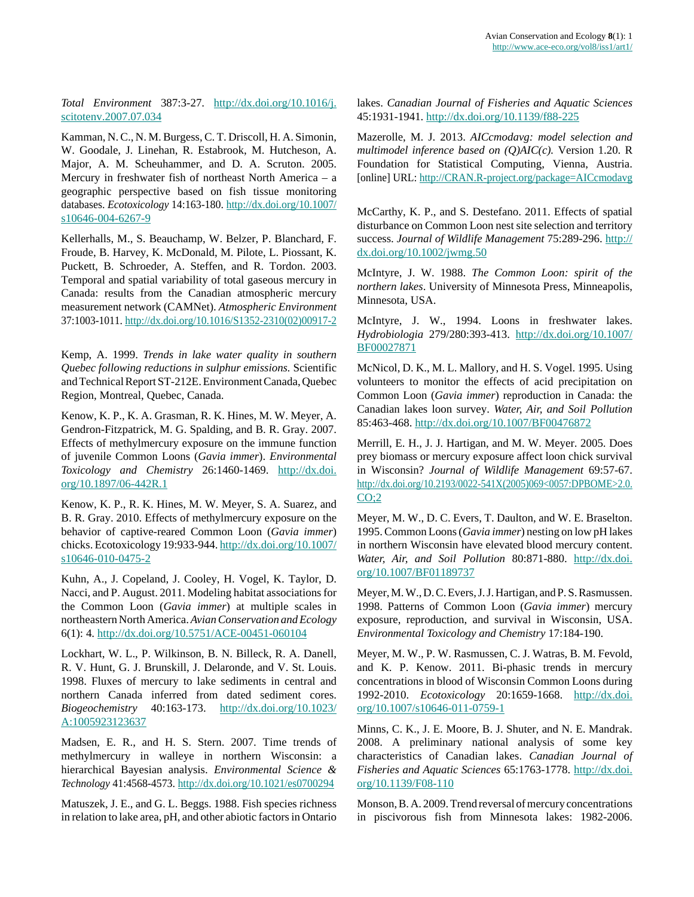*Total Environment* 387:3-27. http://dx.doi.org/10.1016/j.scitotenv.2007.07.034

Kamman, N. C., N. M. Burgess, C. T. Driscoll, H. A. Simonin, W. Goodale, J. Linehan, R. Estabrook, M. Hutcheson, A. Major, A. M. Scheuhammer, and D. A. Scruton. 2005. Mercury in freshwater fish of northeast North America – a geographic perspective based on fish tissue monitoring databases. *Ecotoxicology* 14:163-180. http://dx.doi.org/10.1007/s10646-004-6267-9

Kellerhalls, M., S. Beauchamp, W. Belzer, P. Blanchard, F. Froude, B. Harvey, K. McDonald, M. Pilote, L. Piossant, K. Puckett, B. Schroeder, A. Steffen, and R. Tordon. 2003. Temporal and spatial variability of total gaseous mercury in Canada: results from the Canadian atmospheric mercury measurement network (CAMNet). *Atmospheric Environment* 37:1003-1011. http://dx.doi.org/10.1016/S1352-2310(02)00917-2

Kemp, A. 1999. *Trends in lake water quality in southern Quebec following reductions in sulphur emissions.* Scientific and Technical Report ST-212E. Environment Canada, Quebec Region, Montreal, Quebec, Canada.

Kenow, K. P., K. A. Grasman, R. K. Hines, M. W. Meyer, A. Gendron-Fitzpatrick, M. G. Spalding, and B. R. Gray. 2007. Effects of methylmercury exposure on the immune function of juvenile Common Loons (*Gavia immer*). *Environmental Toxicology and Chemistry* 26:1460-1469. http://dx.doi.org/10.1897/06-442R.1

Kenow, K. P., R. K. Hines, M. W. Meyer, S. A. Suarez, and B. R. Gray. 2010. Effects of methylmercury exposure on the behavior of captive-reared Common Loon (*Gavia immer*) chicks. Ecotoxicology 19:933-944. http://dx.doi.org/10.1007/s10646-010-0475-2

Kuhn, A., J. Copeland, J. Cooley, H. Vogel, K. Taylor, D. Nacci, and P. August. 2011. Modeling habitat associations for the Common Loon (*Gavia immer*) at multiple scales in northeastern North America. *Avian Conservation and Ecology* 6(1): 4. http://dx.doi.org/10.5751/ACE-00451-060104

Lockhart, W. L., P. Wilkinson, B. N. Billeck, R. A. Danell, R. V. Hunt, G. J. Brunskill, J. Delaronde, and V. St. Louis. 1998. Fluxes of mercury to lake sediments in central and northern Canada inferred from dated sediment cores. *Biogeochemistry* 40:163-173. http://dx.doi.org/10.1023/A:1005923123637

Madsen, E. R., and H. S. Stern. 2007. Time trends of methylmercury in walleye in northern Wisconsin: a hierarchical Bayesian analysis. *Environmental Science & Technology* 41:4568-4573. http://dx.doi.org/10.1021/es0700294

Matuszek, J. E., and G. L. Beggs. 1988. Fish species richness in relation to lake area, pH, and other abiotic factors in Ontario lakes. *Canadian Journal of Fisheries and Aquatic Sciences* 45:1931-1941. http://dx.doi.org/10.1139/f88-225

Mazerolle, M. J. 2013. *AICcmodavg: model selection and multimodel inference based on (Q)AIC(c).* Version 1.20. R Foundation for Statistical Computing, Vienna, Austria. [online] URL: http://CRAN.R-project.org/package=AICcmodavg

McCarthy, K. P., and S. Destefano. 2011. Effects of spatial disturbance on Common Loon nest site selection and territory success. *Journal of Wildlife Management* 75:289-296. http://dx.doi.org/10.1002/jwmg.50

McIntyre, J. W. 1988. *The Common Loon: spirit of the northern lakes*. University of Minnesota Press, Minneapolis, Minnesota, USA.

McIntyre, J. W., 1994. Loons in freshwater lakes. *Hydrobiologia* 279/280:393-413. http://dx.doi.org/10.1007/BF00027871

McNicol, D. K., M. L. Mallory, and H. S. Vogel. 1995. Using volunteers to monitor the effects of acid precipitation on Common Loon (*Gavia immer*) reproduction in Canada: the Canadian lakes loon survey. *Water, Air, and Soil Pollution* 85:463-468. http://dx.doi.org/10.1007/BF00476872

Merrill, E. H., J. J. Hartigan, and M. W. Meyer. 2005. Does prey biomass or mercury exposure affect loon chick survival in Wisconsin? *Journal of Wildlife Management* 69:57-67. http://dx.doi.org/10.2193/0022-541X(2005)069<0057:DPBOME>2.0.CO;2

Meyer, M. W., D. C. Evers, T. Daulton, and W. E. Braselton. 1995. Common Loons (*Gavia immer*) nesting on low pH lakes in northern Wisconsin have elevated blood mercury content. *Water, Air, and Soil Pollution* 80:871-880. http://dx.doi.org/10.1007/BF01189737

Meyer, M. W., D. C. Evers, J. J. Hartigan, and P. S. Rasmussen. 1998. Patterns of Common Loon (*Gavia immer*) mercury exposure, reproduction, and survival in Wisconsin, USA. *Environmental Toxicology and Chemistry* 17:184-190.

Meyer, M. W., P. W. Rasmussen, C. J. Watras, B. M. Fevold, and K. P. Kenow. 2011. Bi-phasic trends in mercury concentrations in blood of Wisconsin Common Loons during 1992-2010. *Ecotoxicology* 20:1659-1668. http://dx.doi.org/10.1007/s10646-011-0759-1

Minns, C. K., J. E. Moore, B. J. Shuter, and N. E. Mandrak. 2008. A preliminary national analysis of some key characteristics of Canadian lakes. *Canadian Journal of Fisheries and Aquatic Sciences* 65:1763-1778. http://dx.doi.org/10.1139/F08-110

Monson, B. A. 2009. Trend reversal of mercury concentrations in piscivorous fish from Minnesota lakes: 1982-2006.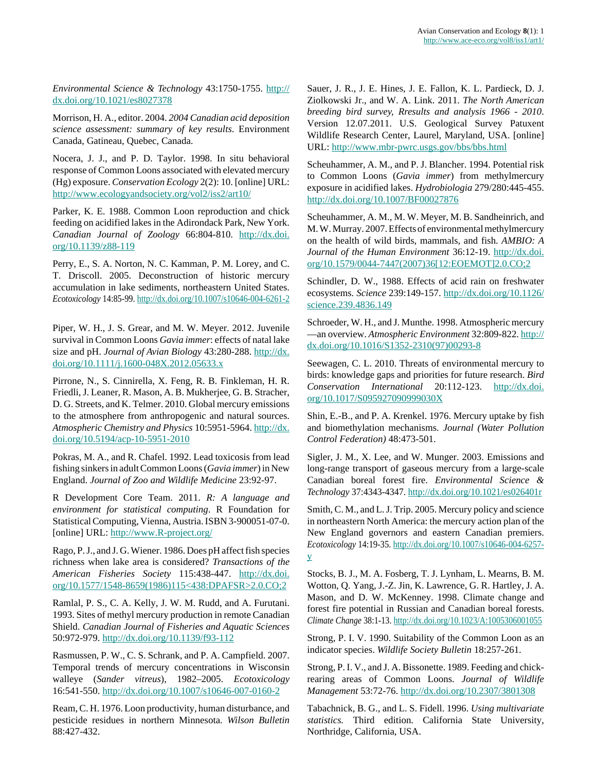*Environmental Science & Technology* 43:1750-1755. http://dx.doi.org/10.1021/es8027378

Morrison, H. A., editor. 2004. *2004 Canadian acid deposition science assessment: summary of key results*. Environment Canada, Gatineau, Quebec, Canada.

Nocera, J. J., and P. D. Taylor. 1998. In situ behavioral response of Common Loons associated with elevated mercury (Hg) exposure. *Conservation Ecology* 2(2): 10. [online] URL: http://www.ecologyandsociety.org/vol2/iss2/art10/

Parker, K. E. 1988. Common Loon reproduction and chick feeding on acidified lakes in the Adirondack Park, New York. *Canadian Journal of Zoology* 66:804-810. http://dx.doi.org/10.1139/z88-119

Perry, E., S. A. Norton, N. C. Kamman, P. M. Lorey, and C. T. Driscoll. 2005. Deconstruction of historic mercury accumulation in lake sediments, northeastern United States. *Ecotoxicology* 14:85-99. http://dx.doi.org/10.1007/s10646-004-6261-2

Piper, W. H., J. S. Grear, and M. W. Meyer. 2012. Juvenile survival in Common Loons *Gavia immer*: effects of natal lake size and pH. *Journal of Avian Biology* 43:280-288. http://dx.doi.org/10.1111/j.1600-048X.2012.05633.x

Pirrone, N., S. Cinnirella, X. Feng, R. B. Finkleman, H. R. Friedli, J. Leaner, R. Mason, A. B. Mukherjee, G. B. Stracher, D. G. Streets, and K. Telmer. 2010. Global mercury emissions to the atmosphere from anthropogenic and natural sources. *Atmospheric Chemistry and Physics* 10:5951-5964. http://dx.doi.org/10.5194/acp-10-5951-2010

Pokras, M. A., and R. Chafel. 1992. Lead toxicosis from lead fishing sinkers in adult Common Loons (*Gavia immer*) in New England. *Journal of Zoo and Wildlife Medicine* 23:92-97.

R Development Core Team. 2011. *R: A language and environment for statistical computing*. R Foundation for Statistical Computing, Vienna, Austria. ISBN 3-900051-07-0. [online] URL: http://www.R-project.org/

Rago, P. J., and J. G. Wiener. 1986. Does pH affect fish species richness when lake area is considered? *Transactions of the American Fisheries Society* 115:438-447. http://dx.doi.org/10.1577/1548-8659(1986)115<438:DPAFSR>2.0.CO;2

Ramlal, P. S., C. A. Kelly, J. W. M. Rudd, and A. Furutani. 1993. Sites of methyl mercury production in remote Canadian Shield. *Canadian Journal of Fisheries and Aquatic Sciences* 50:972-979. http://dx.doi.org/10.1139/f93-112

Rasmussen, P. W., C. S. Schrank, and P. A. Campfield. 2007. Temporal trends of mercury concentrations in Wisconsin walleye (*Sander vitreus*), 1982–2005. *Ecotoxicology* 16:541-550. http://dx.doi.org/10.1007/s10646-007-0160-2

Ream, C. H. 1976. Loon productivity, human disturbance, and pesticide residues in northern Minnesota. *Wilson Bulletin* 88:427-432.

Sauer, J. R., J. E. Hines, J. E. Fallon, K. L. Pardieck, D. J. Ziolkowski Jr., and W. A. Link. 2011. *The North American breeding bird survey, Rresults and analysis 1966 - 2010*. Version 12.07.2011. U.S. Geological Survey Patuxent Wildlife Research Center, Laurel, Maryland, USA. [online] URL: http://www.mbr-pwrc.usgs.gov/bbs/bbs.html

Scheuhammer, A. M., and P. J. Blancher. 1994. Potential risk to Common Loons (*Gavia immer*) from methylmercury exposure in acidified lakes. *Hydrobiologia* 279/280:445-455. http://dx.doi.org/10.1007/BF00027876

Scheuhammer, A. M., M. W. Meyer, M. B. Sandheinrich, and M. W. Murray. 2007. Effects of environmental methylmercury on the health of wild birds, mammals, and fish. *AMBIO: A Journal of the Human Environment* 36:12-19. http://dx.doi.org/10.1579/0044-7447(2007)36[12:EOEMOT]2.0.CO;2

Schindler, D. W., 1988. Effects of acid rain on freshwater ecosystems. *Science* 239:149-157. http://dx.doi.org/10.1126/science.239.4836.149

Schroeder, W. H., and J. Munthe. 1998. Atmospheric mercury —an overview. *Atmospheric Environment* 32:809-822. http://dx.doi.org/10.1016/S1352-2310(97)00293-8

Seewagen, C. L. 2010. Threats of environmental mercury to birds: knowledge gaps and priorities for future research. *Bird Conservation International* 20:112-123. http://dx.doi.org/10.1017/S095927090999030X

Shin, E.-B., and P. A. Krenkel. 1976. Mercury uptake by fish and biomethylation mechanisms. *Journal (Water Pollution Control Federation)* 48:473-501.

Sigler, J. M., X. Lee, and W. Munger. 2003. Emissions and long-range transport of gaseous mercury from a large-scale Canadian boreal forest fire. *Environmental Science & Technology* 37:4343-4347. http://dx.doi.org/10.1021/es026401r

Smith, C. M., and L. J. Trip. 2005. Mercury policy and science in northeastern North America: the mercury action plan of the New England governors and eastern Canadian premiers. *Ecotoxicology* 14:19-35. http://dx.doi.org/10.1007/s10646-004-6257-y

Stocks, B. J., M. A. Fosberg, T. J. Lynham, L. Mearns, B. M. Wotton, Q. Yang, J.-Z. Jin, K. Lawrence, G. R. Hartley, J. A. Mason, and D. W. McKenney. 1998. Climate change and forest fire potential in Russian and Canadian boreal forests. *Climate Change* 38:1-13. http://dx.doi.org/10.1023/A:1005306001055

Strong, P. I. V. 1990. Suitability of the Common Loon as an indicator species. *Wildlife Society Bulletin* 18:257-261.

Strong, P. I. V., and J. A. Bissonette. 1989. Feeding and chick-rearing areas of Common Loons. *Journal of Wildlife Management* 53:72-76. http://dx.doi.org/10.2307/3801308

Tabachnick, B. G., and L. S. Fidell. 1996. *Using multivariate statistics.* Third edition. California State University, Northridge, California, USA.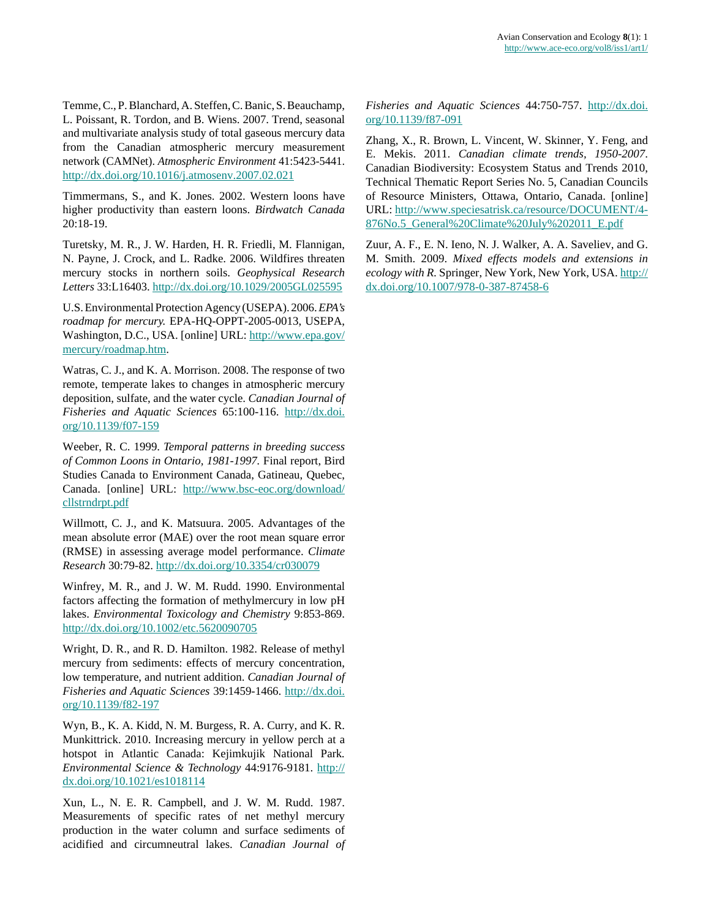Temme, C., P. Blanchard, A. Steffen, C. Banic, S. Beauchamp, L. Poissant, R. Tordon, and B. Wiens. 2007. Trend, seasonal and multivariate analysis study of total gaseous mercury data from the Canadian atmospheric mercury measurement network (CAMNet). *Atmospheric Environment* 41:5423-5441. http://dx.doi.org/10.1016/j.atmosenv.2007.02.021

Timmermans, S., and K. Jones. 2002. Western loons have higher productivity than eastern loons. *Birdwatch Canada* 20:18-19.

Turetsky, M. R., J. W. Harden, H. R. Friedli, M. Flannigan, N. Payne, J. Crock, and L. Radke. 2006. Wildfires threaten mercury stocks in northern soils. *Geophysical Research Letters* 33:L16403. http://dx.doi.org/10.1029/2005GL025595

U.S. Environmental Protection Agency (USEPA). 2006. *EPA's roadmap for mercury.* EPA-HQ-OPPT-2005-0013, USEPA, Washington, D.C., USA. [online] URL: http://www.epa.gov/mercury/roadmap.htm.

Watras, C. J., and K. A. Morrison. 2008. The response of two remote, temperate lakes to changes in atmospheric mercury deposition, sulfate, and the water cycle. *Canadian Journal of Fisheries and Aquatic Sciences* 65:100-116. http://dx.doi.org/10.1139/f07-159

Weeber, R. C. 1999. *Temporal patterns in breeding success of Common Loons in Ontario, 1981-1997.* Final report, Bird Studies Canada to Environment Canada, Gatineau, Quebec, Canada. [online] URL: http://www.bsc-eoc.org/download/cllstrndrpt.pdf

Willmott, C. J., and K. Matsuura. 2005. Advantages of the mean absolute error (MAE) over the root mean square error (RMSE) in assessing average model performance. *Climate Research* 30:79-82. http://dx.doi.org/10.3354/cr030079

Winfrey, M. R., and J. W. M. Rudd. 1990. Environmental factors affecting the formation of methylmercury in low pH lakes. *Environmental Toxicology and Chemistry* 9:853-869. http://dx.doi.org/10.1002/etc.5620090705

Wright, D. R., and R. D. Hamilton. 1982. Release of methyl mercury from sediments: effects of mercury concentration, low temperature, and nutrient addition. *Canadian Journal of Fisheries and Aquatic Sciences* 39:1459-1466. http://dx.doi.org/10.1139/f82-197

Wyn, B., K. A. Kidd, N. M. Burgess, R. A. Curry, and K. R. Munkittrick. 2010. Increasing mercury in yellow perch at a hotspot in Atlantic Canada: Kejimkujik National Park. *Environmental Science & Technology* 44:9176-9181. http://dx.doi.org/10.1021/es1018114

Xun, L., N. E. R. Campbell, and J. W. M. Rudd. 1987. Measurements of specific rates of net methyl mercury production in the water column and surface sediments of acidified and circumneutral lakes. *Canadian Journal of Fisheries and Aquatic Sciences* 44:750-757. http://dx.doi.org/10.1139/f87-091

Zhang, X., R. Brown, L. Vincent, W. Skinner, Y. Feng, and E. Mekis. 2011. *Canadian climate trends, 1950-2007*. Canadian Biodiversity: Ecosystem Status and Trends 2010, Technical Thematic Report Series No. 5, Canadian Councils of Resource Ministers, Ottawa, Ontario, Canada. [online] URL: http://www.speciesatrisk.ca/resource/DOCUMENT/4-876No.5_General%20Climate%20July%202011_E.pdf

Zuur, A. F., E. N. Ieno, N. J. Walker, A. A. Saveliev, and G. M. Smith. 2009. *Mixed effects models and extensions in ecology with R.* Springer, New York, New York, USA. http://dx.doi.org/10.1007/978-0-387-87458-6